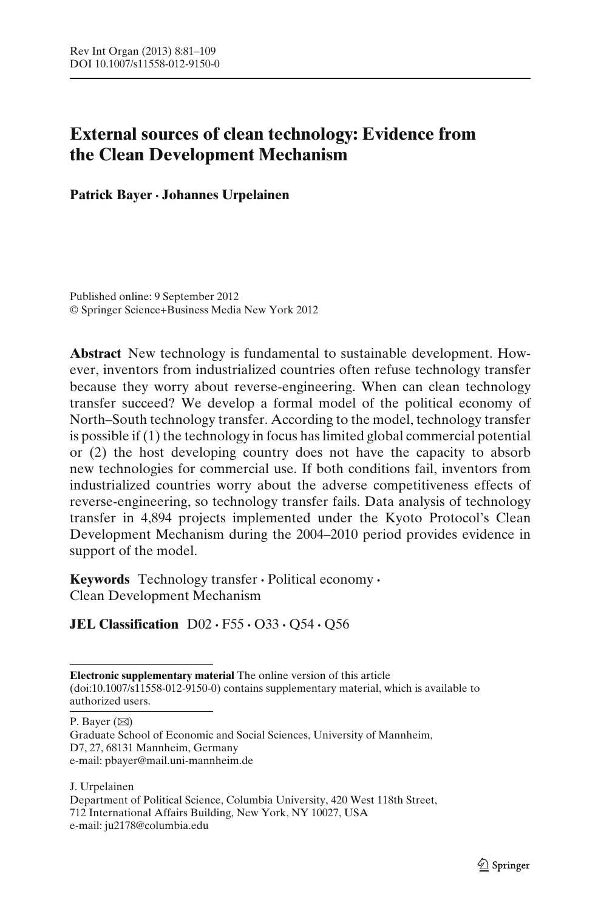# External sources of clean technology: Evidence from the Clean Development Mechanism

**Patrick Bayer · Johannes Urpelainen**

Published online: 9 September 2012
© Springer Science+Business Media New York 2012

**Abstract** New technology is fundamental to sustainable development. However, inventors from industrialized countries often refuse technology transfer because they worry about reverse-engineering. When can clean technology transfer succeed? We develop a formal model of the political economy of North–South technology transfer. According to the model, technology transfer is possible if (1) the technology in focus has limited global commercial potential or (2) the host developing country does not have the capacity to absorb new technologies for commercial use. If both conditions fail, inventors from industrialized countries worry about the adverse competitiveness effects of reverse-engineering, so technology transfer fails. Data analysis of technology transfer in 4,894 projects implemented under the Kyoto Protocol's Clean Development Mechanism during the 2004–2010 period provides evidence in support of the model.

**Keywords** Technology transfer · Political economy · Clean Development Mechanism

**JEL Classification** D02 · F55 · O33 · Q54 · Q56

---

**Electronic supplementary material** The online version of this article (doi:10.1007/s11558-012-9150-0) contains supplementary material, which is available to authorized users.

P. Bayer (✉)
Graduate School of Economic and Social Sciences, University of Mannheim, D7, 27, 68131 Mannheim, Germany
e-mail: pbayer@mail.uni-mannheim.de

J. Urpelainen
Department of Political Science, Columbia University, 420 West 118th Street, 712 International Affairs Building, New York, NY 10027, USA
e-mail: ju2178@columbia.edu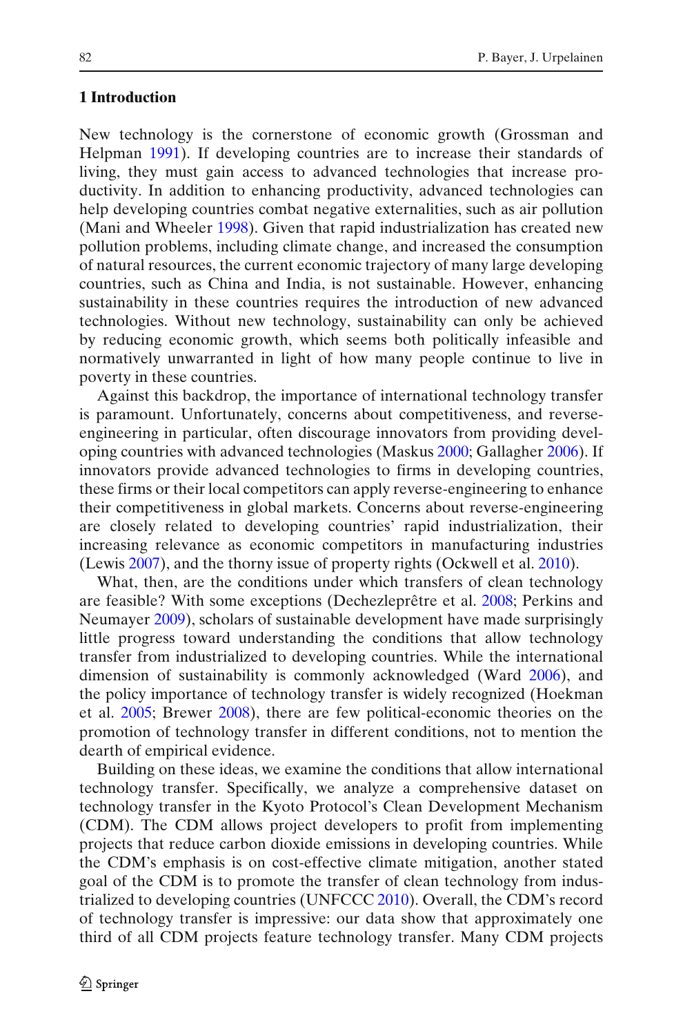## 1 Introduction

New technology is the cornerstone of economic growth (Grossman and Helpman 1991). If developing countries are to increase their standards of living, they must gain access to advanced technologies that increase productivity. In addition to enhancing productivity, advanced technologies can help developing countries combat negative externalities, such as air pollution (Mani and Wheeler 1998). Given that rapid industrialization has created new pollution problems, including climate change, and increased the consumption of natural resources, the current economic trajectory of many large developing countries, such as China and India, is not sustainable. However, enhancing sustainability in these countries requires the introduction of new advanced technologies. Without new technology, sustainability can only be achieved by reducing economic growth, which seems both politically infeasible and normatively unwarranted in light of how many people continue to live in poverty in these countries.

Against this backdrop, the importance of international technology transfer is paramount. Unfortunately, concerns about competitiveness, and reverse-engineering in particular, often discourage innovators from providing developing countries with advanced technologies (Maskus 2000; Gallagher 2006). If innovators provide advanced technologies to firms in developing countries, these firms or their local competitors can apply reverse-engineering to enhance their competitiveness in global markets. Concerns about reverse-engineering are closely related to developing countries' rapid industrialization, their increasing relevance as economic competitors in manufacturing industries (Lewis 2007), and the thorny issue of property rights (Ockwell et al. 2010).

What, then, are the conditions under which transfers of clean technology are feasible? With some exceptions (Dechezleprêtre et al. 2008; Perkins and Neumayer 2009), scholars of sustainable development have made surprisingly little progress toward understanding the conditions that allow technology transfer from industrialized to developing countries. While the international dimension of sustainability is commonly acknowledged (Ward 2006), and the policy importance of technology transfer is widely recognized (Hoekman et al. 2005; Brewer 2008), there are few political-economic theories on the promotion of technology transfer in different conditions, not to mention the dearth of empirical evidence.

Building on these ideas, we examine the conditions that allow international technology transfer. Specifically, we analyze a comprehensive dataset on technology transfer in the Kyoto Protocol's Clean Development Mechanism (CDM). The CDM allows project developers to profit from implementing projects that reduce carbon dioxide emissions in developing countries. While the CDM's emphasis is on cost-effective climate mitigation, another stated goal of the CDM is to promote the transfer of clean technology from industrialized to developing countries (UNFCCC 2010). Overall, the CDM's record of technology transfer is impressive: our data show that approximately one third of all CDM projects feature technology transfer. Many CDM projects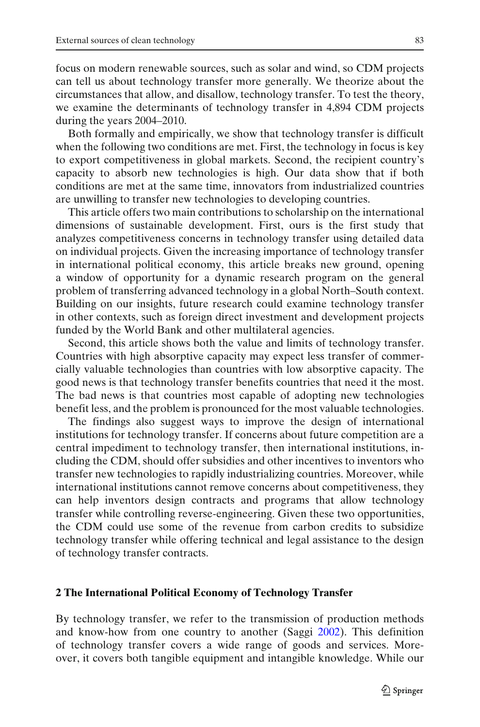focus on modern renewable sources, such as solar and wind, so CDM projects can tell us about technology transfer more generally. We theorize about the circumstances that allow, and disallow, technology transfer. To test the theory, we examine the determinants of technology transfer in 4,894 CDM projects during the years 2004–2010.

Both formally and empirically, we show that technology transfer is difficult when the following two conditions are met. First, the technology in focus is key to export competitiveness in global markets. Second, the recipient country's capacity to absorb new technologies is high. Our data show that if both conditions are met at the same time, innovators from industrialized countries are unwilling to transfer new technologies to developing countries.

This article offers two main contributions to scholarship on the international dimensions of sustainable development. First, ours is the first study that analyzes competitiveness concerns in technology transfer using detailed data on individual projects. Given the increasing importance of technology transfer in international political economy, this article breaks new ground, opening a window of opportunity for a dynamic research program on the general problem of transferring advanced technology in a global North–South context. Building on our insights, future research could examine technology transfer in other contexts, such as foreign direct investment and development projects funded by the World Bank and other multilateral agencies.

Second, this article shows both the value and limits of technology transfer. Countries with high absorptive capacity may expect less transfer of commercially valuable technologies than countries with low absorptive capacity. The good news is that technology transfer benefits countries that need it the most. The bad news is that countries most capable of adopting new technologies benefit less, and the problem is pronounced for the most valuable technologies.

The findings also suggest ways to improve the design of international institutions for technology transfer. If concerns about future competition are a central impediment to technology transfer, then international institutions, including the CDM, should offer subsidies and other incentives to inventors who transfer new technologies to rapidly industrializing countries. Moreover, while international institutions cannot remove concerns about competitiveness, they can help inventors design contracts and programs that allow technology transfer while controlling reverse-engineering. Given these two opportunities, the CDM could use some of the revenue from carbon credits to subsidize technology transfer while offering technical and legal assistance to the design of technology transfer contracts.

## 2 The International Political Economy of Technology Transfer

By technology transfer, we refer to the transmission of production methods and know-how from one country to another (Saggi 2002). This definition of technology transfer covers a wide range of goods and services. Moreover, it covers both tangible equipment and intangible knowledge. While our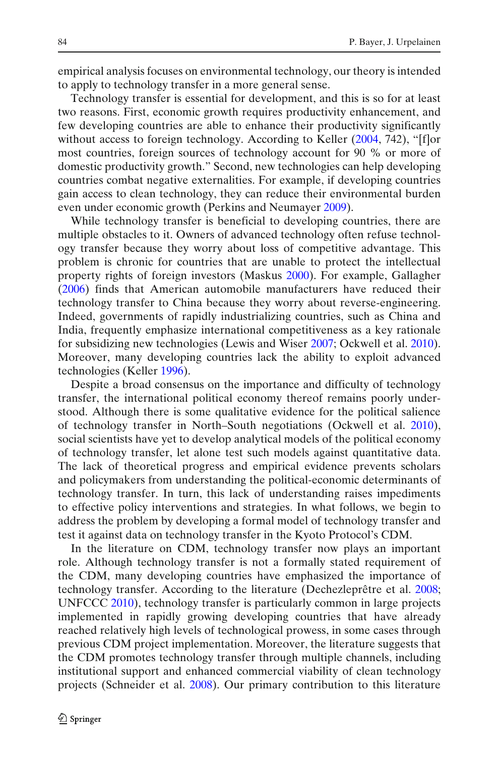empirical analysis focuses on environmental technology, our theory is intended to apply to technology transfer in a more general sense.

Technology transfer is essential for development, and this is so for at least two reasons. First, economic growth requires productivity enhancement, and few developing countries are able to enhance their productivity significantly without access to foreign technology. According to Keller (2004, 742), "[f]or most countries, foreign sources of technology account for 90 % or more of domestic productivity growth." Second, new technologies can help developing countries combat negative externalities. For example, if developing countries gain access to clean technology, they can reduce their environmental burden even under economic growth (Perkins and Neumayer 2009).

While technology transfer is beneficial to developing countries, there are multiple obstacles to it. Owners of advanced technology often refuse technology transfer because they worry about loss of competitive advantage. This problem is chronic for countries that are unable to protect the intellectual property rights of foreign investors (Maskus 2000). For example, Gallagher (2006) finds that American automobile manufacturers have reduced their technology transfer to China because they worry about reverse-engineering. Indeed, governments of rapidly industrializing countries, such as China and India, frequently emphasize international competitiveness as a key rationale for subsidizing new technologies (Lewis and Wiser 2007; Ockwell et al. 2010). Moreover, many developing countries lack the ability to exploit advanced technologies (Keller 1996).

Despite a broad consensus on the importance and difficulty of technology transfer, the international political economy thereof remains poorly understood. Although there is some qualitative evidence for the political salience of technology transfer in North–South negotiations (Ockwell et al. 2010), social scientists have yet to develop analytical models of the political economy of technology transfer, let alone test such models against quantitative data. The lack of theoretical progress and empirical evidence prevents scholars and policymakers from understanding the political-economic determinants of technology transfer. In turn, this lack of understanding raises impediments to effective policy interventions and strategies. In what follows, we begin to address the problem by developing a formal model of technology transfer and test it against data on technology transfer in the Kyoto Protocol's CDM.

In the literature on CDM, technology transfer now plays an important role. Although technology transfer is not a formally stated requirement of the CDM, many developing countries have emphasized the importance of technology transfer. According to the literature (Dechezleprêtre et al. 2008; UNFCCC 2010), technology transfer is particularly common in large projects implemented in rapidly growing developing countries that have already reached relatively high levels of technological prowess, in some cases through previous CDM project implementation. Moreover, the literature suggests that the CDM promotes technology transfer through multiple channels, including institutional support and enhanced commercial viability of clean technology projects (Schneider et al. 2008). Our primary contribution to this literature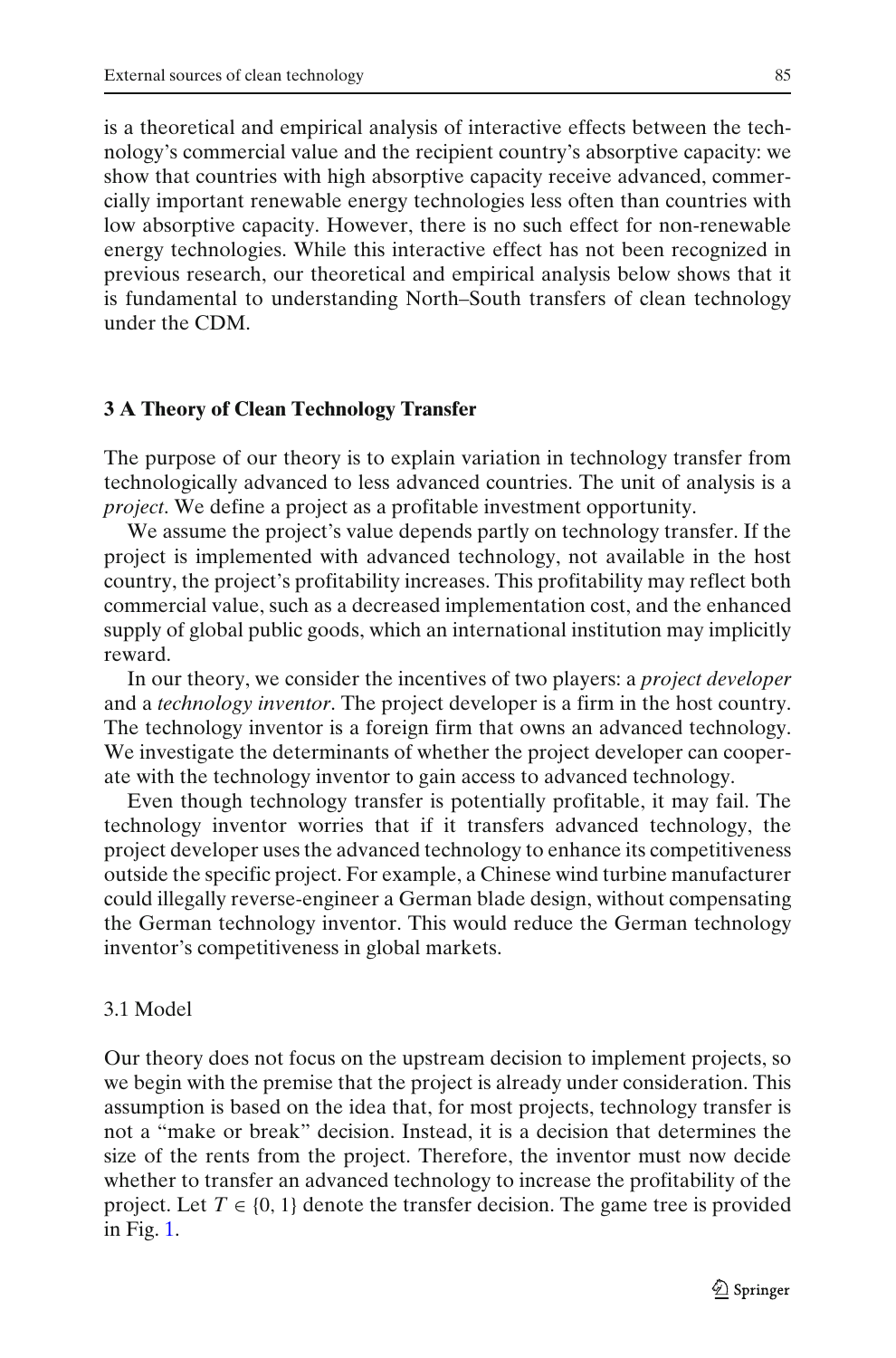is a theoretical and empirical analysis of interactive effects between the technology's commercial value and the recipient country's absorptive capacity: we show that countries with high absorptive capacity receive advanced, commercially important renewable energy technologies less often than countries with low absorptive capacity. However, there is no such effect for non-renewable energy technologies. While this interactive effect has not been recognized in previous research, our theoretical and empirical analysis below shows that it is fundamental to understanding North–South transfers of clean technology under the CDM.

## 3 A Theory of Clean Technology Transfer

The purpose of our theory is to explain variation in technology transfer from technologically advanced to less advanced countries. The unit of analysis is a *project*. We define a project as a profitable investment opportunity.

We assume the project's value depends partly on technology transfer. If the project is implemented with advanced technology, not available in the host country, the project's profitability increases. This profitability may reflect both commercial value, such as a decreased implementation cost, and the enhanced supply of global public goods, which an international institution may implicitly reward.

In our theory, we consider the incentives of two players: a *project developer* and a *technology inventor*. The project developer is a firm in the host country. The technology inventor is a foreign firm that owns an advanced technology. We investigate the determinants of whether the project developer can cooperate with the technology inventor to gain access to advanced technology.

Even though technology transfer is potentially profitable, it may fail. The technology inventor worries that if it transfers advanced technology, the project developer uses the advanced technology to enhance its competitiveness outside the specific project. For example, a Chinese wind turbine manufacturer could illegally reverse-engineer a German blade design, without compensating the German technology inventor. This would reduce the German technology inventor's competitiveness in global markets.

### 3.1 Model

Our theory does not focus on the upstream decision to implement projects, so we begin with the premise that the project is already under consideration. This assumption is based on the idea that, for most projects, technology transfer is not a "make or break" decision. Instead, it is a decision that determines the size of the rents from the project. Therefore, the inventor must now decide whether to transfer an advanced technology to increase the profitability of the project. Let $T \in \{0, 1\}$ denote the transfer decision. The game tree is provided in Fig. 1.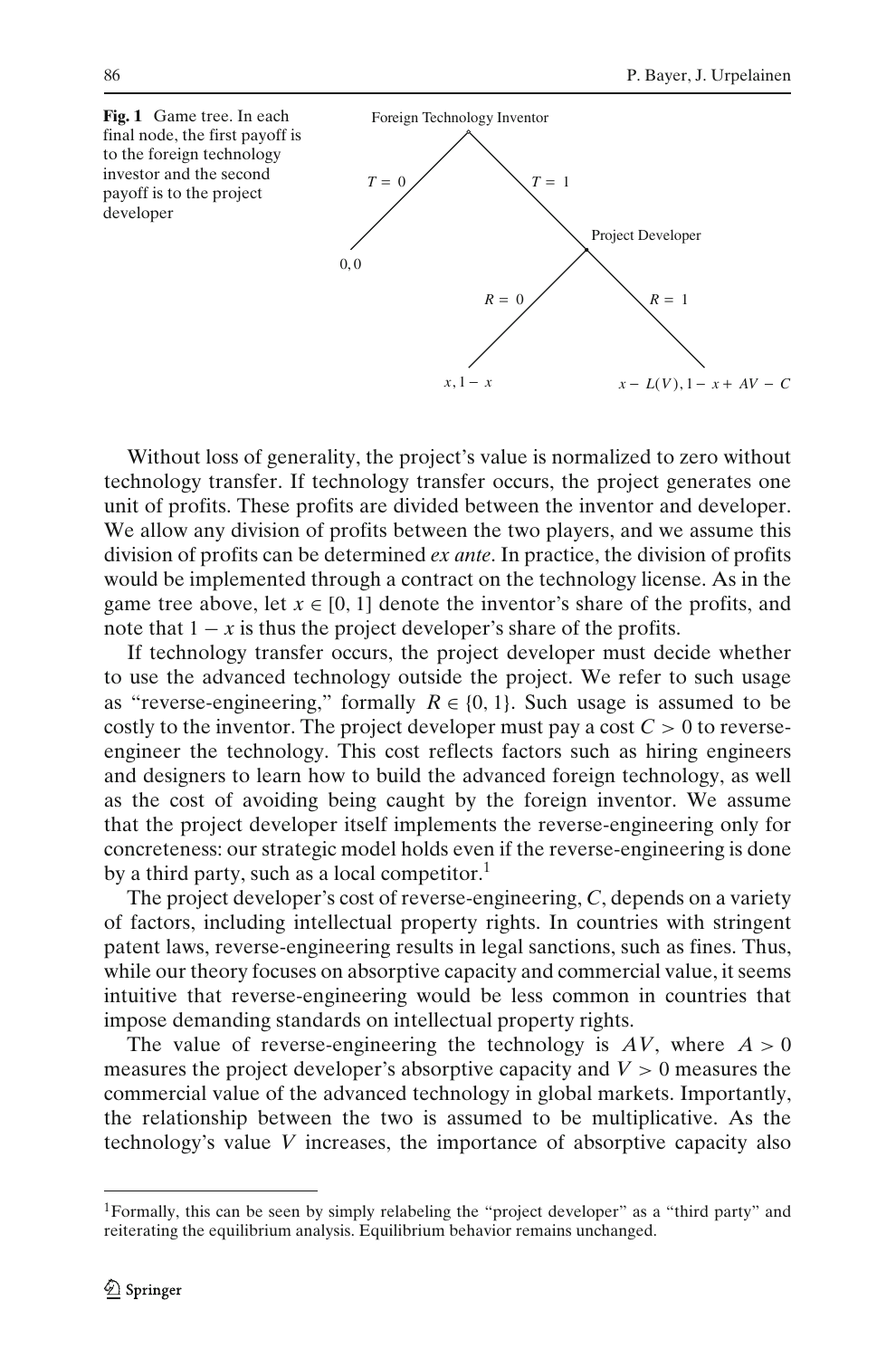**Fig. 1** Game tree. In each final node, the first payoff is to the foreign technology investor and the second payoff is to the project developer

Foreign Technology Inventor

$T = 0$ → $0, 0$

$T = 1$ → Project Developer

$R = 0$ → $x, 1 - x$

$R = 1$ → $x - L(V), 1 - x + AV - C$

Without loss of generality, the project's value is normalized to zero without technology transfer. If technology transfer occurs, the project generates one unit of profits. These profits are divided between the inventor and developer. We allow any division of profits between the two players, and we assume this division of profits can be determined *ex ante*. In practice, the division of profits would be implemented through a contract on the technology license. As in the game tree above, let $x \in [0, 1]$ denote the inventor's share of the profits, and note that $1 - x$ is thus the project developer's share of the profits.

If technology transfer occurs, the project developer must decide whether to use the advanced technology outside the project. We refer to such usage as "reverse-engineering," formally $R \in \{0, 1\}$. Such usage is assumed to be costly to the inventor. The project developer must pay a cost $C > 0$ to reverse-engineer the technology. This cost reflects factors such as hiring engineers and designers to learn how to build the advanced foreign technology, as well as the cost of avoiding being caught by the foreign inventor. We assume that the project developer itself implements the reverse-engineering only for concreteness: our strategic model holds even if the reverse-engineering is done by a third party, such as a local competitor.[1]

The project developer's cost of reverse-engineering, $C$, depends on a variety of factors, including intellectual property rights. In countries with stringent patent laws, reverse-engineering results in legal sanctions, such as fines. Thus, while our theory focuses on absorptive capacity and commercial value, it seems intuitive that reverse-engineering would be less common in countries that impose demanding standards on intellectual property rights.

The value of reverse-engineering the technology is $AV$, where $A > 0$ measures the project developer's absorptive capacity and $V > 0$ measures the commercial value of the advanced technology in global markets. Importantly, the relationship between the two is assumed to be multiplicative. As the technology's value $V$ increases, the importance of absorptive capacity also

[1] Formally, this can be seen by simply relabeling the "project developer" as a "third party" and reiterating the equilibrium analysis. Equilibrium behavior remains unchanged.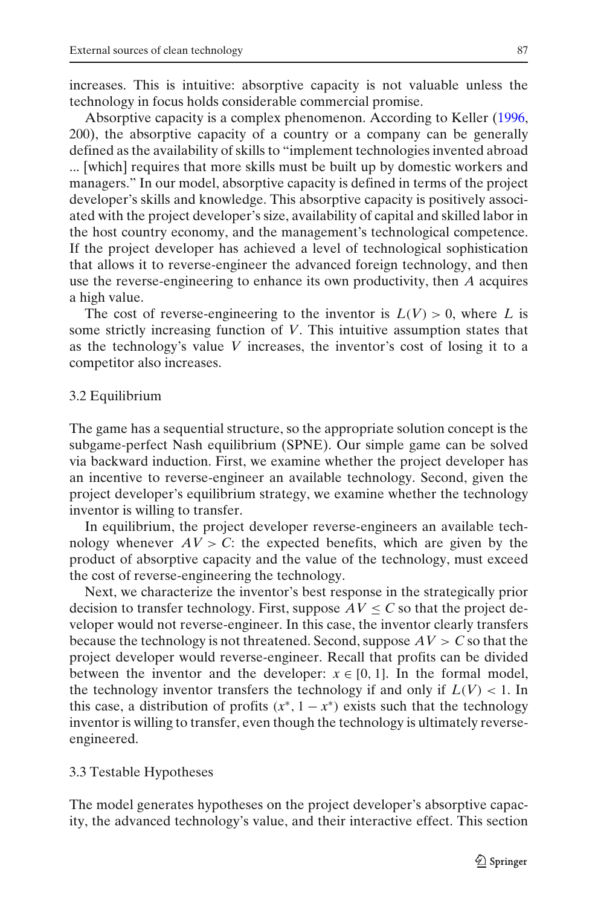increases. This is intuitive: absorptive capacity is not valuable unless the technology in focus holds considerable commercial promise.

Absorptive capacity is a complex phenomenon. According to Keller (1996, 200), the absorptive capacity of a country or a company can be generally defined as the availability of skills to "implement technologies invented abroad ... [which] requires that more skills must be built up by domestic workers and managers." In our model, absorptive capacity is defined in terms of the project developer's skills and knowledge. This absorptive capacity is positively associated with the project developer's size, availability of capital and skilled labor in the host country economy, and the management's technological competence. If the project developer has achieved a level of technological sophistication that allows it to reverse-engineer the advanced foreign technology, and then use the reverse-engineering to enhance its own productivity, then $A$ acquires a high value.

The cost of reverse-engineering to the inventor is $L(V) > 0$, where $L$ is some strictly increasing function of $V$. This intuitive assumption states that as the technology's value $V$ increases, the inventor's cost of losing it to a competitor also increases.

### 3.2 Equilibrium

The game has a sequential structure, so the appropriate solution concept is the subgame-perfect Nash equilibrium (SPNE). Our simple game can be solved via backward induction. First, we examine whether the project developer has an incentive to reverse-engineer an available technology. Second, given the project developer's equilibrium strategy, we examine whether the technology inventor is willing to transfer.

In equilibrium, the project developer reverse-engineers an available technology whenever $AV > C$: the expected benefits, which are given by the product of absorptive capacity and the value of the technology, must exceed the cost of reverse-engineering the technology.

Next, we characterize the inventor's best response in the strategically prior decision to transfer technology. First, suppose $AV \leq C$ so that the project developer would not reverse-engineer. In this case, the inventor clearly transfers because the technology is not threatened. Second, suppose $AV > C$ so that the project developer would reverse-engineer. Recall that profits can be divided between the inventor and the developer: $x \in [0, 1]$. In the formal model, the technology inventor transfers the technology if and only if $L(V) < 1$. In this case, a distribution of profits $(x^*, 1 - x^*)$ exists such that the technology inventor is willing to transfer, even though the technology is ultimately reverse-engineered.

### 3.3 Testable Hypotheses

The model generates hypotheses on the project developer's absorptive capacity, the advanced technology's value, and their interactive effect. This section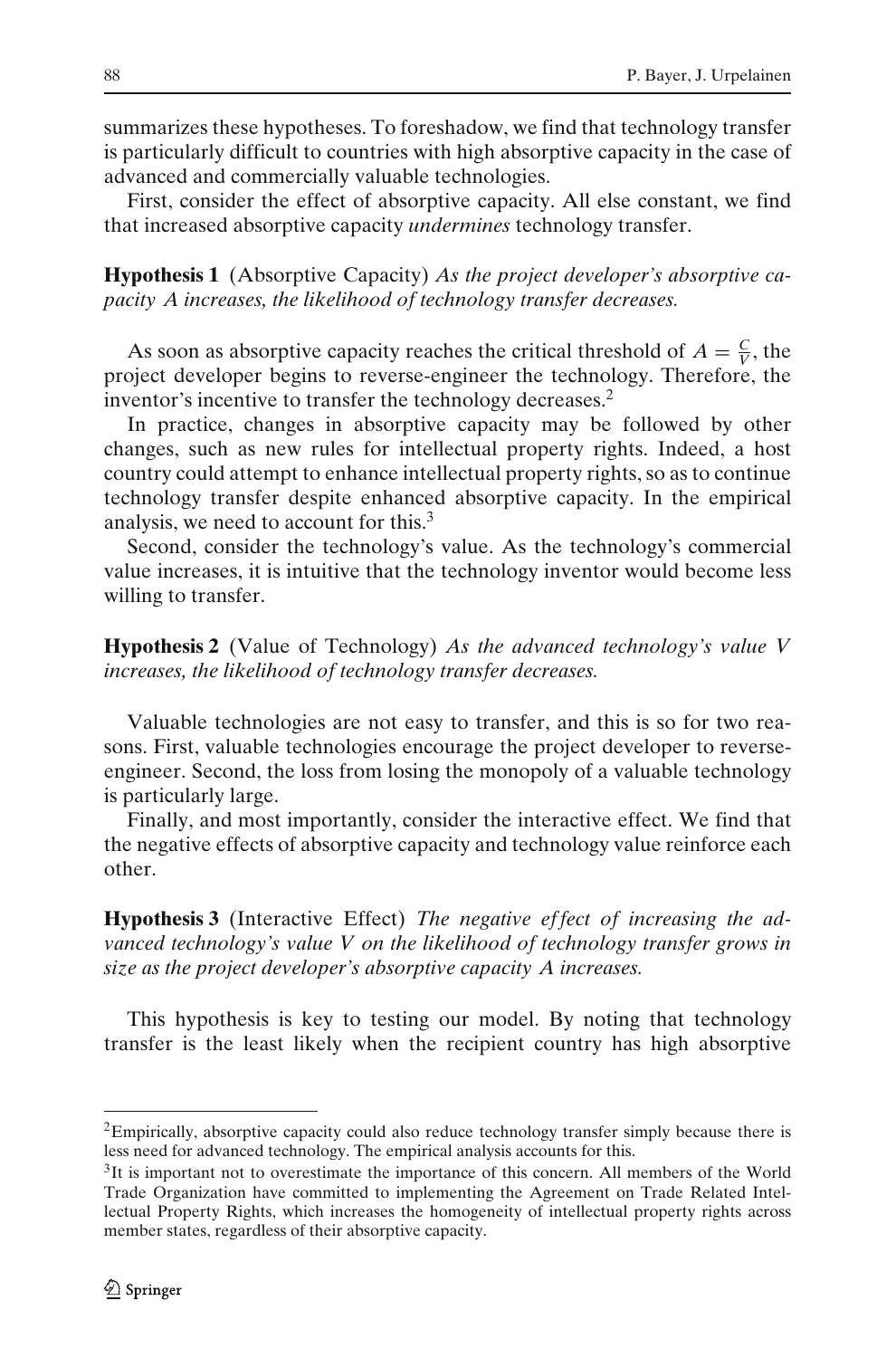summarizes these hypotheses. To foreshadow, we find that technology transfer is particularly difficult to countries with high absorptive capacity in the case of advanced and commercially valuable technologies.

First, consider the effect of absorptive capacity. All else constant, we find that increased absorptive capacity *undermines* technology transfer.

**Hypothesis 1** (Absorptive Capacity) *As the project developer's absorptive capacity $A$ increases, the likelihood of technology transfer decreases.*

As soon as absorptive capacity reaches the critical threshold of $A = \frac{C}{V}$, the project developer begins to reverse-engineer the technology. Therefore, the inventor's incentive to transfer the technology decreases.[2]

In practice, changes in absorptive capacity may be followed by other changes, such as new rules for intellectual property rights. Indeed, a host country could attempt to enhance intellectual property rights, so as to continue technology transfer despite enhanced absorptive capacity. In the empirical analysis, we need to account for this.[3]

Second, consider the technology's value. As the technology's commercial value increases, it is intuitive that the technology inventor would become less willing to transfer.

**Hypothesis 2** (Value of Technology) *As the advanced technology's value $V$ increases, the likelihood of technology transfer decreases.*

Valuable technologies are not easy to transfer, and this is so for two reasons. First, valuable technologies encourage the project developer to reverse-engineer. Second, the loss from losing the monopoly of a valuable technology is particularly large.

Finally, and most importantly, consider the interactive effect. We find that the negative effects of absorptive capacity and technology value reinforce each other.

**Hypothesis 3** (Interactive Effect) *The negative effect of increasing the advanced technology's value $V$ on the likelihood of technology transfer grows in size as the project developer's absorptive capacity $A$ increases.*

This hypothesis is key to testing our model. By noting that technology transfer is the least likely when the recipient country has high absorptive

[2] Empirically, absorptive capacity could also reduce technology transfer simply because there is less need for advanced technology. The empirical analysis accounts for this.

[3] It is important not to overestimate the importance of this concern. All members of the World Trade Organization have committed to implementing the Agreement on Trade Related Intellectual Property Rights, which increases the homogeneity of intellectual property rights across member states, regardless of their absorptive capacity.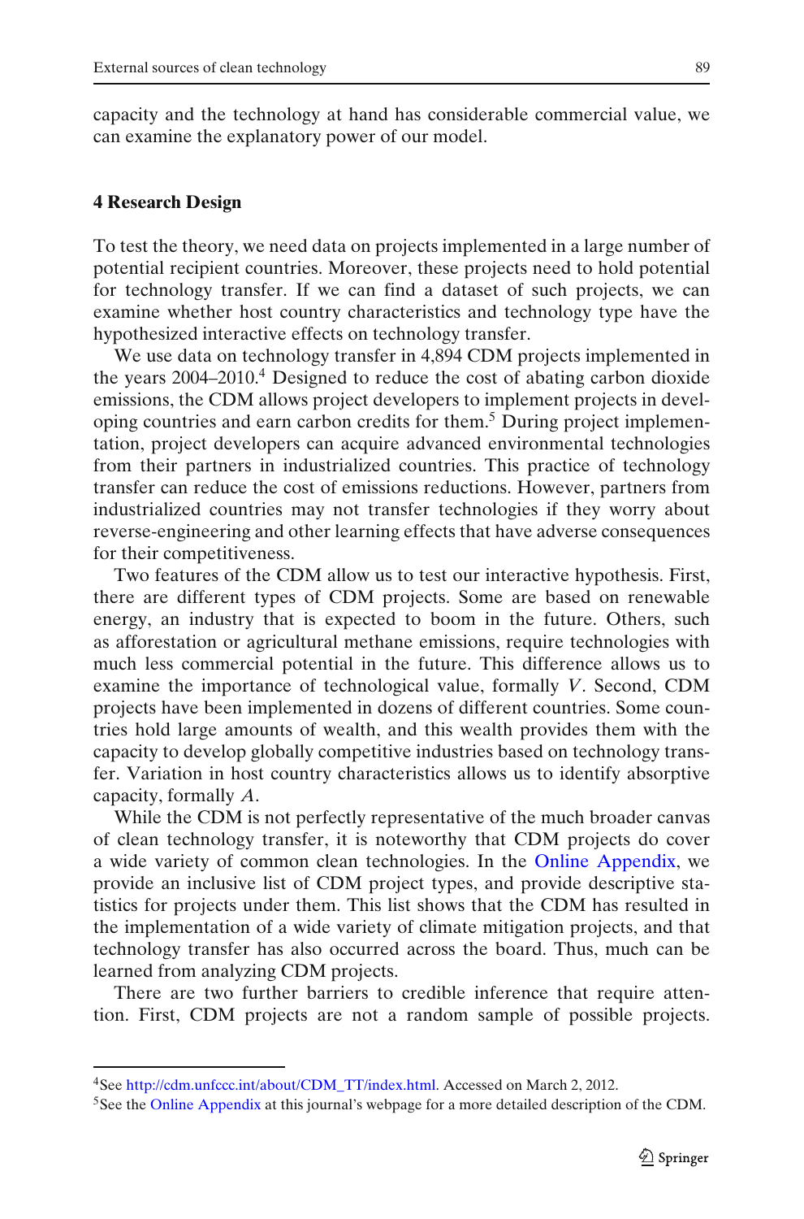capacity and the technology at hand has considerable commercial value, we can examine the explanatory power of our model.

## 4 Research Design

To test the theory, we need data on projects implemented in a large number of potential recipient countries. Moreover, these projects need to hold potential for technology transfer. If we can find a dataset of such projects, we can examine whether host country characteristics and technology type have the hypothesized interactive effects on technology transfer.

We use data on technology transfer in 4,894 CDM projects implemented in the years 2004–2010.[4] Designed to reduce the cost of abating carbon dioxide emissions, the CDM allows project developers to implement projects in developing countries and earn carbon credits for them.[5] During project implementation, project developers can acquire advanced environmental technologies from their partners in industrialized countries. This practice of technology transfer can reduce the cost of emissions reductions. However, partners from industrialized countries may not transfer technologies if they worry about reverse-engineering and other learning effects that have adverse consequences for their competitiveness.

Two features of the CDM allow us to test our interactive hypothesis. First, there are different types of CDM projects. Some are based on renewable energy, an industry that is expected to boom in the future. Others, such as afforestation or agricultural methane emissions, require technologies with much less commercial potential in the future. This difference allows us to examine the importance of technological value, formally $V$. Second, CDM projects have been implemented in dozens of different countries. Some countries hold large amounts of wealth, and this wealth provides them with the capacity to develop globally competitive industries based on technology transfer. Variation in host country characteristics allows us to identify absorptive capacity, formally $A$.

While the CDM is not perfectly representative of the much broader canvas of clean technology transfer, it is noteworthy that CDM projects do cover a wide variety of common clean technologies. In the Online Appendix, we provide an inclusive list of CDM project types, and provide descriptive statistics for projects under them. This list shows that the CDM has resulted in the implementation of a wide variety of climate mitigation projects, and that technology transfer has also occurred across the board. Thus, much can be learned from analyzing CDM projects.

There are two further barriers to credible inference that require attention. First, CDM projects are not a random sample of possible projects.

[4] See http://cdm.unfccc.int/about/CDM_TT/index.html. Accessed on March 2, 2012.

[5] See the Online Appendix at this journal's webpage for a more detailed description of the CDM.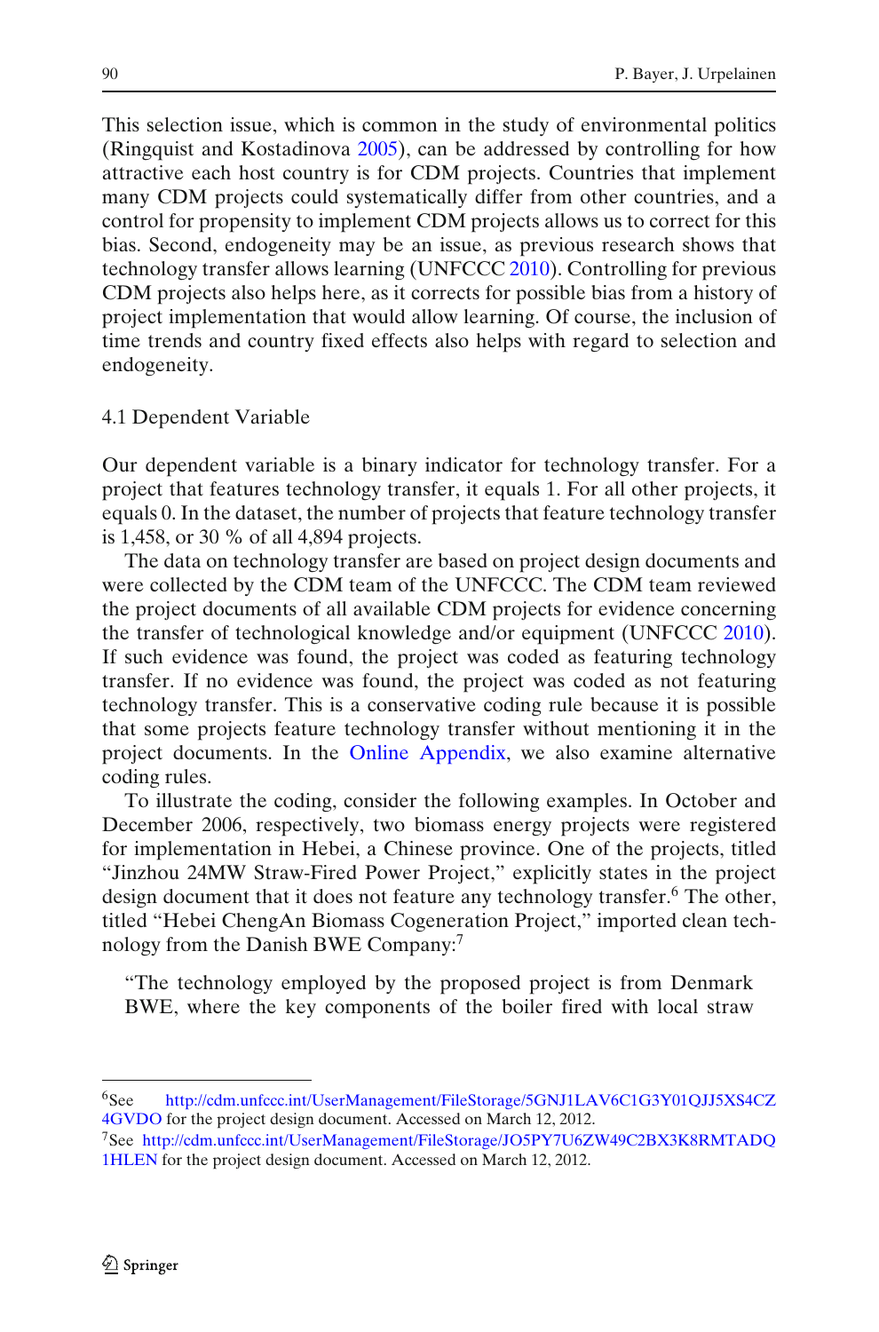This selection issue, which is common in the study of environmental politics (Ringquist and Kostadinova 2005), can be addressed by controlling for how attractive each host country is for CDM projects. Countries that implement many CDM projects could systematically differ from other countries, and a control for propensity to implement CDM projects allows us to correct for this bias. Second, endogeneity may be an issue, as previous research shows that technology transfer allows learning (UNFCCC 2010). Controlling for previous CDM projects also helps here, as it corrects for possible bias from a history of project implementation that would allow learning. Of course, the inclusion of time trends and country fixed effects also helps with regard to selection and endogeneity.

### 4.1 Dependent Variable

Our dependent variable is a binary indicator for technology transfer. For a project that features technology transfer, it equals 1. For all other projects, it equals 0. In the dataset, the number of projects that feature technology transfer is 1,458, or 30 % of all 4,894 projects.

The data on technology transfer are based on project design documents and were collected by the CDM team of the UNFCCC. The CDM team reviewed the project documents of all available CDM projects for evidence concerning the transfer of technological knowledge and/or equipment (UNFCCC 2010). If such evidence was found, the project was coded as featuring technology transfer. If no evidence was found, the project was coded as not featuring technology transfer. This is a conservative coding rule because it is possible that some projects feature technology transfer without mentioning it in the project documents. In the Online Appendix, we also examine alternative coding rules.

To illustrate the coding, consider the following examples. In October and December 2006, respectively, two biomass energy projects were registered for implementation in Hebei, a Chinese province. One of the projects, titled "Jinzhou 24MW Straw-Fired Power Project," explicitly states in the project design document that it does not feature any technology transfer.[6] The other, titled "Hebei ChengAn Biomass Cogeneration Project," imported clean technology from the Danish BWE Company:[7]

> "The technology employed by the proposed project is from Denmark BWE, where the key components of the boiler fired with local straw

---

[6] See http://cdm.unfccc.int/UserManagement/FileStorage/5GNJ1LAV6C1G3Y01QJJ5XS4CZ4GVDO for the project design document. Accessed on March 12, 2012.

[7] See http://cdm.unfccc.int/UserManagement/FileStorage/JO5PY7U6ZW49C2BX3K8RMTADQ1HLEN for the project design document. Accessed on March 12, 2012.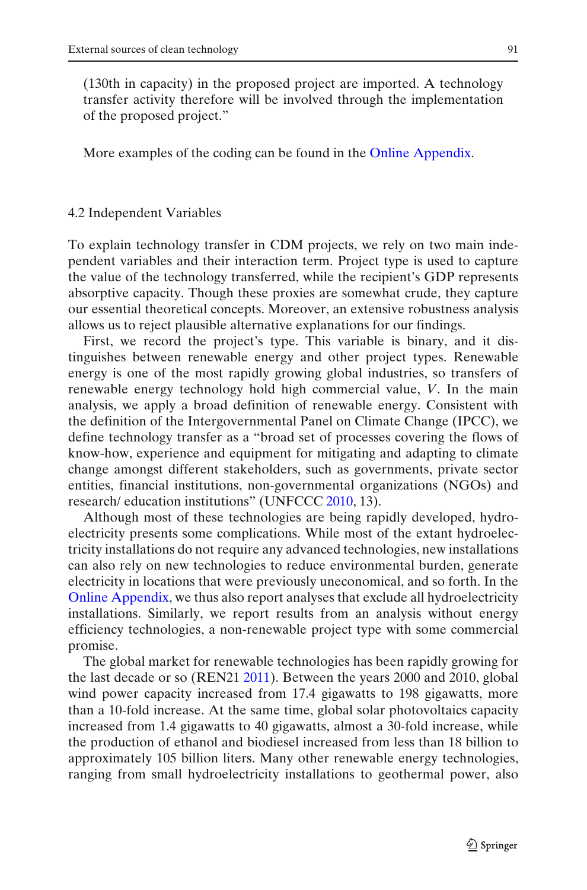(130th in capacity) in the proposed project are imported. A technology transfer activity therefore will be involved through the implementation of the proposed project."

More examples of the coding can be found in the Online Appendix.

### 4.2 Independent Variables

To explain technology transfer in CDM projects, we rely on two main independent variables and their interaction term. Project type is used to capture the value of the technology transferred, while the recipient's GDP represents absorptive capacity. Though these proxies are somewhat crude, they capture our essential theoretical concepts. Moreover, an extensive robustness analysis allows us to reject plausible alternative explanations for our findings.

First, we record the project's type. This variable is binary, and it distinguishes between renewable energy and other project types. Renewable energy is one of the most rapidly growing global industries, so transfers of renewable energy technology hold high commercial value, $V$. In the main analysis, we apply a broad definition of renewable energy. Consistent with the definition of the Intergovernmental Panel on Climate Change (IPCC), we define technology transfer as a "broad set of processes covering the flows of know-how, experience and equipment for mitigating and adapting to climate change amongst different stakeholders, such as governments, private sector entities, financial institutions, non-governmental organizations (NGOs) and research/ education institutions" (UNFCCC 2010, 13).

Although most of these technologies are being rapidly developed, hydroelectricity presents some complications. While most of the extant hydroelectricity installations do not require any advanced technologies, new installations can also rely on new technologies to reduce environmental burden, generate electricity in locations that were previously uneconomical, and so forth. In the Online Appendix, we thus also report analyses that exclude all hydroelectricity installations. Similarly, we report results from an analysis without energy efficiency technologies, a non-renewable project type with some commercial promise.

The global market for renewable technologies has been rapidly growing for the last decade or so (REN21 2011). Between the years 2000 and 2010, global wind power capacity increased from 17.4 gigawatts to 198 gigawatts, more than a 10-fold increase. At the same time, global solar photovoltaics capacity increased from 1.4 gigawatts to 40 gigawatts, almost a 30-fold increase, while the production of ethanol and biodiesel increased from less than 18 billion to approximately 105 billion liters. Many other renewable energy technologies, ranging from small hydroelectricity installations to geothermal power, also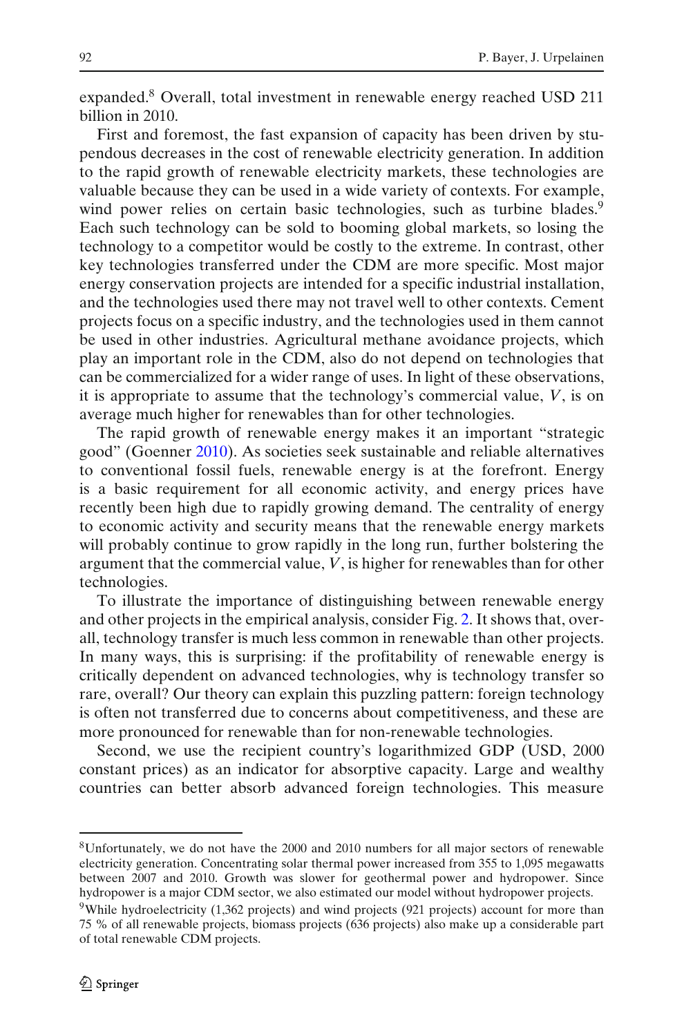expanded.[8] Overall, total investment in renewable energy reached USD 211 billion in 2010.

First and foremost, the fast expansion of capacity has been driven by stupendous decreases in the cost of renewable electricity generation. In addition to the rapid growth of renewable electricity markets, these technologies are valuable because they can be used in a wide variety of contexts. For example, wind power relies on certain basic technologies, such as turbine blades.[9] Each such technology can be sold to booming global markets, so losing the technology to a competitor would be costly to the extreme. In contrast, other key technologies transferred under the CDM are more specific. Most major energy conservation projects are intended for a specific industrial installation, and the technologies used there may not travel well to other contexts. Cement projects focus on a specific industry, and the technologies used in them cannot be used in other industries. Agricultural methane avoidance projects, which play an important role in the CDM, also do not depend on technologies that can be commercialized for a wider range of uses. In light of these observations, it is appropriate to assume that the technology's commercial value, $V$, is on average much higher for renewables than for other technologies.

The rapid growth of renewable energy makes it an important "strategic good" (Goenner 2010). As societies seek sustainable and reliable alternatives to conventional fossil fuels, renewable energy is at the forefront. Energy is a basic requirement for all economic activity, and energy prices have recently been high due to rapidly growing demand. The centrality of energy to economic activity and security means that the renewable energy markets will probably continue to grow rapidly in the long run, further bolstering the argument that the commercial value, $V$, is higher for renewables than for other technologies.

To illustrate the importance of distinguishing between renewable energy and other projects in the empirical analysis, consider Fig. 2. It shows that, overall, technology transfer is much less common in renewable than other projects. In many ways, this is surprising: if the profitability of renewable energy is critically dependent on advanced technologies, why is technology transfer so rare, overall? Our theory can explain this puzzling pattern: foreign technology is often not transferred due to concerns about competitiveness, and these are more pronounced for renewable than for non-renewable technologies.

Second, we use the recipient country's logarithmized GDP (USD, 2000 constant prices) as an indicator for absorptive capacity. Large and wealthy countries can better absorb advanced foreign technologies. This measure

[8] Unfortunately, we do not have the 2000 and 2010 numbers for all major sectors of renewable electricity generation. Concentrating solar thermal power increased from 355 to 1,095 megawatts between 2007 and 2010. Growth was slower for geothermal power and hydropower. Since hydropower is a major CDM sector, we also estimated our model without hydropower projects.

[9] While hydroelectricity (1,362 projects) and wind projects (921 projects) account for more than 75 % of all renewable projects, biomass projects (636 projects) also make up a considerable part of total renewable CDM projects.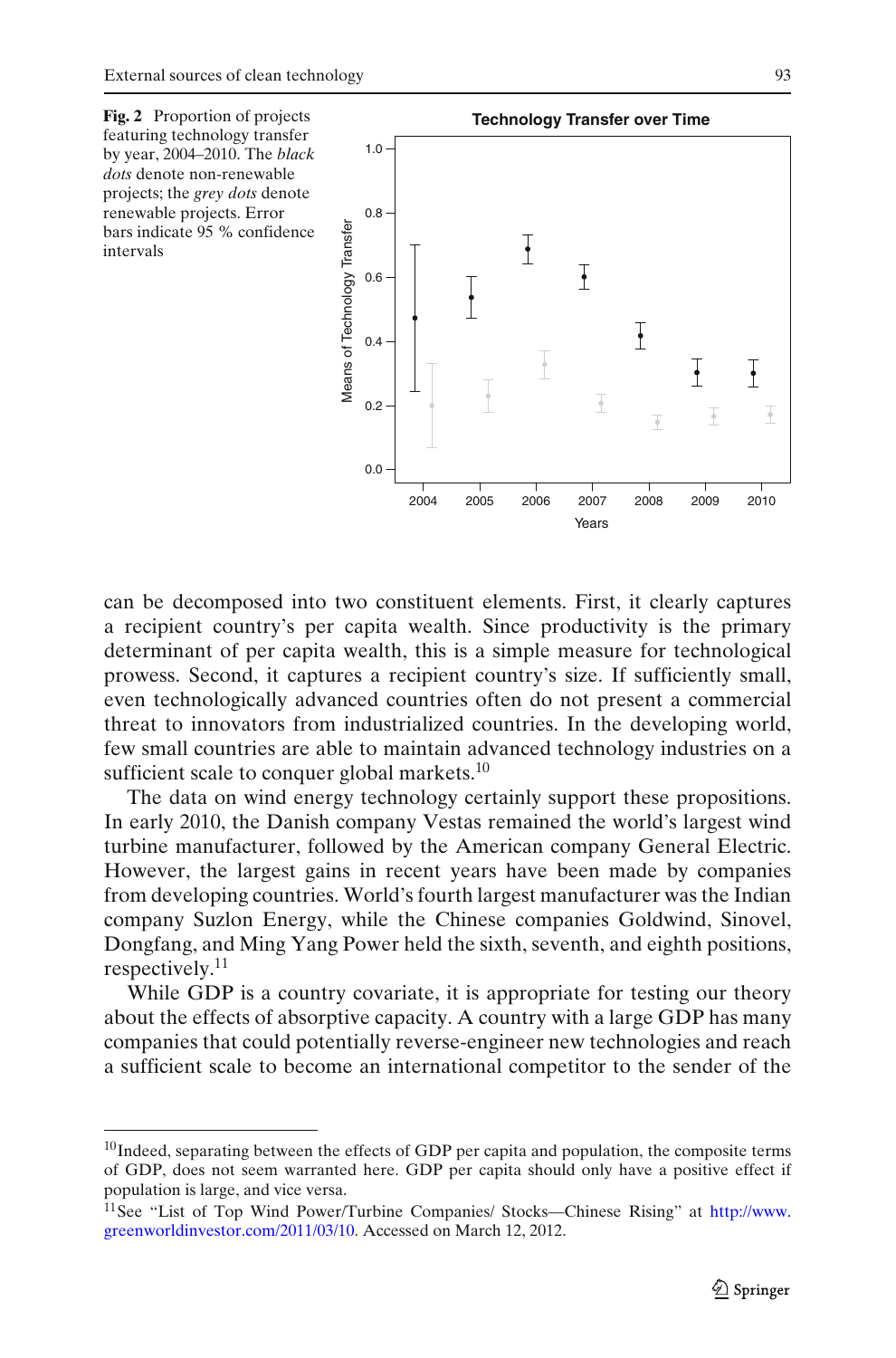**Fig. 2** Proportion of projects featuring technology transfer by year, 2004–2010. The *black dots* denote non-renewable projects; the *grey dots* denote renewable projects. Error bars indicate 95 % confidence intervals

can be decomposed into two constituent elements. First, it clearly captures a recipient country's per capita wealth. Since productivity is the primary determinant of per capita wealth, this is a simple measure for technological prowess. Second, it captures a recipient country's size. If sufficiently small, even technologically advanced countries often do not present a commercial threat to innovators from industrialized countries. In the developing world, few small countries are able to maintain advanced technology industries on a sufficient scale to conquer global markets.[10]

The data on wind energy technology certainly support these propositions. In early 2010, the Danish company Vestas remained the world's largest wind turbine manufacturer, followed by the American company General Electric. However, the largest gains in recent years have been made by companies from developing countries. World's fourth largest manufacturer was the Indian company Suzlon Energy, while the Chinese companies Goldwind, Sinovel, Dongfang, and Ming Yang Power held the sixth, seventh, and eighth positions, respectively.[11]

While GDP is a country covariate, it is appropriate for testing our theory about the effects of absorptive capacity. A country with a large GDP has many companies that could potentially reverse-engineer new technologies and reach a sufficient scale to become an international competitor to the sender of the

[10] Indeed, separating between the effects of GDP per capita and population, the composite terms of GDP, does not seem warranted here. GDP per capita should only have a positive effect if population is large, and vice versa.

[11] See "List of Top Wind Power/Turbine Companies/ Stocks—Chinese Rising" at http://www.greenworldinvestor.com/2011/03/10. Accessed on March 12, 2012.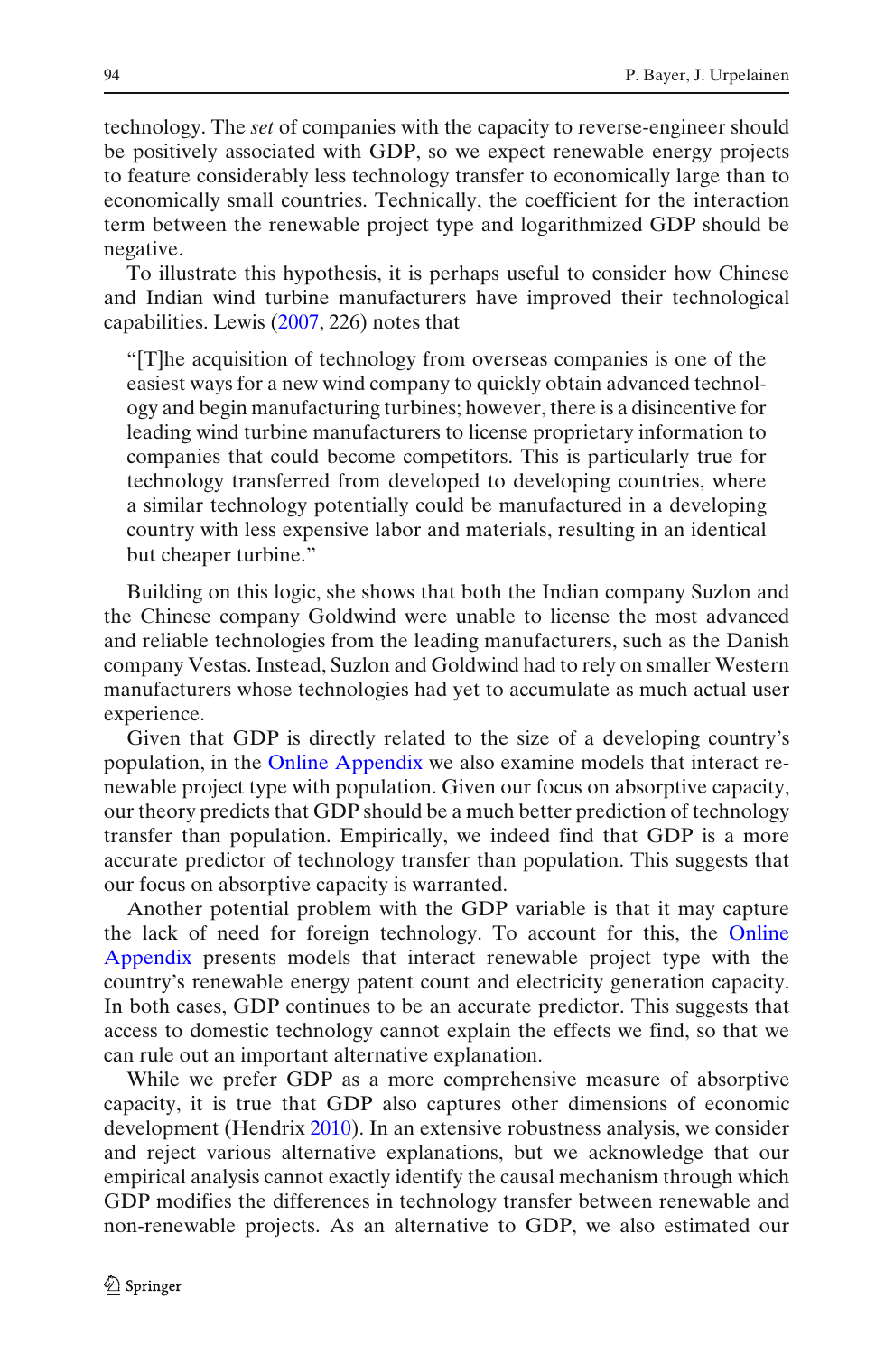technology. The *set* of companies with the capacity to reverse-engineer should be positively associated with GDP, so we expect renewable energy projects to feature considerably less technology transfer to economically large than to economically small countries. Technically, the coefficient for the interaction term between the renewable project type and logarithmized GDP should be negative.

To illustrate this hypothesis, it is perhaps useful to consider how Chinese and Indian wind turbine manufacturers have improved their technological capabilities. Lewis (2007, 226) notes that

> "[T]he acquisition of technology from overseas companies is one of the easiest ways for a new wind company to quickly obtain advanced technology and begin manufacturing turbines; however, there is a disincentive for leading wind turbine manufacturers to license proprietary information to companies that could become competitors. This is particularly true for technology transferred from developed to developing countries, where a similar technology potentially could be manufactured in a developing country with less expensive labor and materials, resulting in an identical but cheaper turbine."

Building on this logic, she shows that both the Indian company Suzlon and the Chinese company Goldwind were unable to license the most advanced and reliable technologies from the leading manufacturers, such as the Danish company Vestas. Instead, Suzlon and Goldwind had to rely on smaller Western manufacturers whose technologies had yet to accumulate as much actual user experience.

Given that GDP is directly related to the size of a developing country's population, in the Online Appendix we also examine models that interact renewable project type with population. Given our focus on absorptive capacity, our theory predicts that GDP should be a much better prediction of technology transfer than population. Empirically, we indeed find that GDP is a more accurate predictor of technology transfer than population. This suggests that our focus on absorptive capacity is warranted.

Another potential problem with the GDP variable is that it may capture the lack of need for foreign technology. To account for this, the Online Appendix presents models that interact renewable project type with the country's renewable energy patent count and electricity generation capacity. In both cases, GDP continues to be an accurate predictor. This suggests that access to domestic technology cannot explain the effects we find, so that we can rule out an important alternative explanation.

While we prefer GDP as a more comprehensive measure of absorptive capacity, it is true that GDP also captures other dimensions of economic development (Hendrix 2010). In an extensive robustness analysis, we consider and reject various alternative explanations, but we acknowledge that our empirical analysis cannot exactly identify the causal mechanism through which GDP modifies the differences in technology transfer between renewable and non-renewable projects. As an alternative to GDP, we also estimated our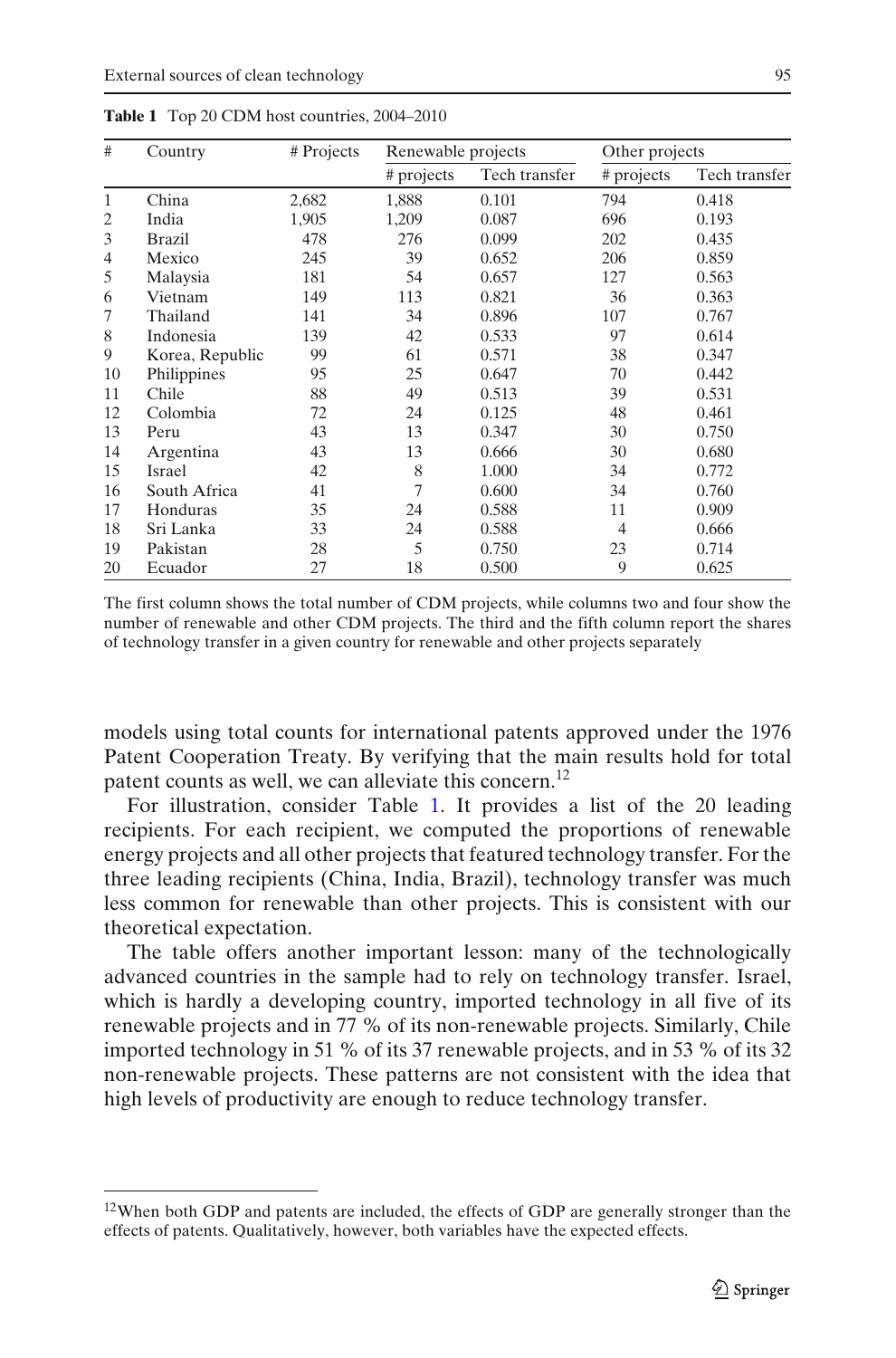**Table 1** Top 20 CDM host countries, 2004–2010

| # | Country | # Projects | Renewable projects | | Other projects | |
|---|---|---|---|---|---|---|
| | | | # projects | Tech transfer | # projects | Tech transfer |
| 1 | China | 2,682 | 1,888 | 0.101 | 794 | 0.418 |
| 2 | India | 1,905 | 1,209 | 0.087 | 696 | 0.193 |
| 3 | Brazil | 478 | 276 | 0.099 | 202 | 0.435 |
| 4 | Mexico | 245 | 39 | 0.652 | 206 | 0.859 |
| 5 | Malaysia | 181 | 54 | 0.657 | 127 | 0.563 |
| 6 | Vietnam | 149 | 113 | 0.821 | 36 | 0.363 |
| 7 | Thailand | 141 | 34 | 0.896 | 107 | 0.767 |
| 8 | Indonesia | 139 | 42 | 0.533 | 97 | 0.614 |
| 9 | Korea, Republic | 99 | 61 | 0.571 | 38 | 0.347 |
| 10 | Philippines | 95 | 25 | 0.647 | 70 | 0.442 |
| 11 | Chile | 88 | 49 | 0.513 | 39 | 0.531 |
| 12 | Colombia | 72 | 24 | 0.125 | 48 | 0.461 |
| 13 | Peru | 43 | 13 | 0.347 | 30 | 0.750 |
| 14 | Argentina | 43 | 13 | 0.666 | 30 | 0.680 |
| 15 | Israel | 42 | 8 | 1.000 | 34 | 0.772 |
| 16 | South Africa | 41 | 7 | 0.600 | 34 | 0.760 |
| 17 | Honduras | 35 | 24 | 0.588 | 11 | 0.909 |
| 18 | Sri Lanka | 33 | 24 | 0.588 | 4 | 0.666 |
| 19 | Pakistan | 28 | 5 | 0.750 | 23 | 0.714 |
| 20 | Ecuador | 27 | 18 | 0.500 | 9 | 0.625 |

The first column shows the total number of CDM projects, while columns two and four show the number of renewable and other CDM projects. The third and the fifth column report the shares of technology transfer in a given country for renewable and other projects separately

models using total counts for international patents approved under the 1976 Patent Cooperation Treaty. By verifying that the main results hold for total patent counts as well, we can alleviate this concern.[12]

For illustration, consider Table 1. It provides a list of the 20 leading recipients. For each recipient, we computed the proportions of renewable energy projects and all other projects that featured technology transfer. For the three leading recipients (China, India, Brazil), technology transfer was much less common for renewable than other projects. This is consistent with our theoretical expectation.

The table offers another important lesson: many of the technologically advanced countries in the sample had to rely on technology transfer. Israel, which is hardly a developing country, imported technology in all five of its renewable projects and in 77 % of its non-renewable projects. Similarly, Chile imported technology in 51 % of its 37 renewable projects, and in 53 % of its 32 non-renewable projects. These patterns are not consistent with the idea that high levels of productivity are enough to reduce technology transfer.

[12]When both GDP and patents are included, the effects of GDP are generally stronger than the effects of patents. Qualitatively, however, both variables have the expected effects.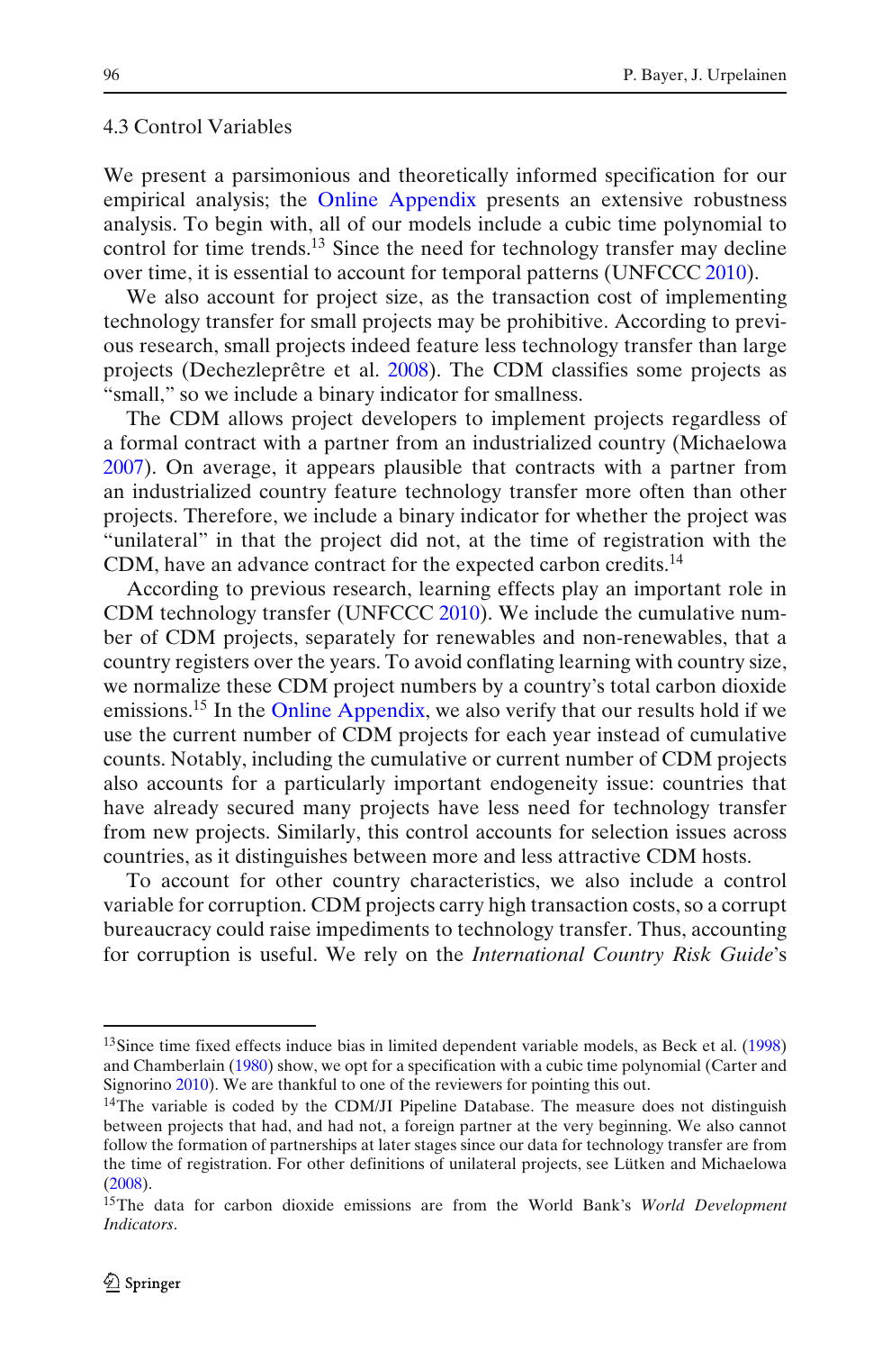### 4.3 Control Variables

We present a parsimonious and theoretically informed specification for our empirical analysis; the Online Appendix presents an extensive robustness analysis. To begin with, all of our models include a cubic time polynomial to control for time trends.[13] Since the need for technology transfer may decline over time, it is essential to account for temporal patterns (UNFCCC 2010).

We also account for project size, as the transaction cost of implementing technology transfer for small projects may be prohibitive. According to previous research, small projects indeed feature less technology transfer than large projects (Dechezleprêtre et al. 2008). The CDM classifies some projects as "small," so we include a binary indicator for smallness.

The CDM allows project developers to implement projects regardless of a formal contract with a partner from an industrialized country (Michaelowa 2007). On average, it appears plausible that contracts with a partner from an industrialized country feature technology transfer more often than other projects. Therefore, we include a binary indicator for whether the project was "unilateral" in that the project did not, at the time of registration with the CDM, have an advance contract for the expected carbon credits.[14]

According to previous research, learning effects play an important role in CDM technology transfer (UNFCCC 2010). We include the cumulative number of CDM projects, separately for renewables and non-renewables, that a country registers over the years. To avoid conflating learning with country size, we normalize these CDM project numbers by a country's total carbon dioxide emissions.[15] In the Online Appendix, we also verify that our results hold if we use the current number of CDM projects for each year instead of cumulative counts. Notably, including the cumulative or current number of CDM projects also accounts for a particularly important endogeneity issue: countries that have already secured many projects have less need for technology transfer from new projects. Similarly, this control accounts for selection issues across countries, as it distinguishes between more and less attractive CDM hosts.

To account for other country characteristics, we also include a control variable for corruption. CDM projects carry high transaction costs, so a corrupt bureaucracy could raise impediments to technology transfer. Thus, accounting for corruption is useful. We rely on the *International Country Risk Guide*'s

---

[13] Since time fixed effects induce bias in limited dependent variable models, as Beck et al. (1998) and Chamberlain (1980) show, we opt for a specification with a cubic time polynomial (Carter and Signorino 2010). We are thankful to one of the reviewers for pointing this out.

[14] The variable is coded by the CDM/JI Pipeline Database. The measure does not distinguish between projects that had, and had not, a foreign partner at the very beginning. We also cannot follow the formation of partnerships at later stages since our data for technology transfer are from the time of registration. For other definitions of unilateral projects, see Lütken and Michaelowa (2008).

[15] The data for carbon dioxide emissions are from the World Bank's *World Development Indicators*.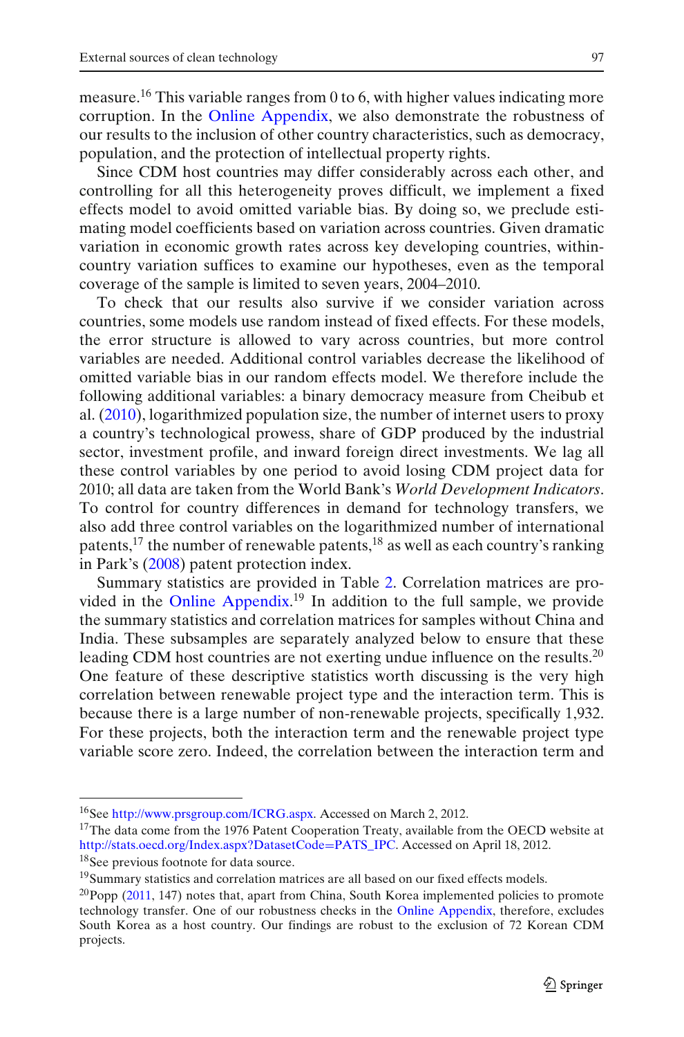measure.[16] This variable ranges from 0 to 6, with higher values indicating more corruption. In the Online Appendix, we also demonstrate the robustness of our results to the inclusion of other country characteristics, such as democracy, population, and the protection of intellectual property rights.

Since CDM host countries may differ considerably across each other, and controlling for all this heterogeneity proves difficult, we implement a fixed effects model to avoid omitted variable bias. By doing so, we preclude estimating model coefficients based on variation across countries. Given dramatic variation in economic growth rates across key developing countries, within-country variation suffices to examine our hypotheses, even as the temporal coverage of the sample is limited to seven years, 2004–2010.

To check that our results also survive if we consider variation across countries, some models use random instead of fixed effects. For these models, the error structure is allowed to vary across countries, but more control variables are needed. Additional control variables decrease the likelihood of omitted variable bias in our random effects model. We therefore include the following additional variables: a binary democracy measure from Cheibub et al. (2010), logarithmized population size, the number of internet users to proxy a country's technological prowess, share of GDP produced by the industrial sector, investment profile, and inward foreign direct investments. We lag all these control variables by one period to avoid losing CDM project data for 2010; all data are taken from the World Bank's *World Development Indicators*. To control for country differences in demand for technology transfers, we also add three control variables on the logarithmized number of international patents,[17] the number of renewable patents,[18] as well as each country's ranking in Park's (2008) patent protection index.

Summary statistics are provided in Table 2. Correlation matrices are provided in the Online Appendix.[19] In addition to the full sample, we provide the summary statistics and correlation matrices for samples without China and India. These subsamples are separately analyzed below to ensure that these leading CDM host countries are not exerting undue influence on the results.[20] One feature of these descriptive statistics worth discussing is the very high correlation between renewable project type and the interaction term. This is because there is a large number of non-renewable projects, specifically 1,932. For these projects, both the interaction term and the renewable project type variable score zero. Indeed, the correlation between the interaction term and

---

[16] See http://www.prsgroup.com/ICRG.aspx. Accessed on March 2, 2012.

[17] The data come from the 1976 Patent Cooperation Treaty, available from the OECD website at http://stats.oecd.org/Index.aspx?DatasetCode=PATS_IPC. Accessed on April 18, 2012.

[18] See previous footnote for data source.

[19] Summary statistics and correlation matrices are all based on our fixed effects models.

[20] Popp (2011, 147) notes that, apart from China, South Korea implemented policies to promote technology transfer. One of our robustness checks in the Online Appendix, therefore, excludes South Korea as a host country. Our findings are robust to the exclusion of 72 Korean CDM projects.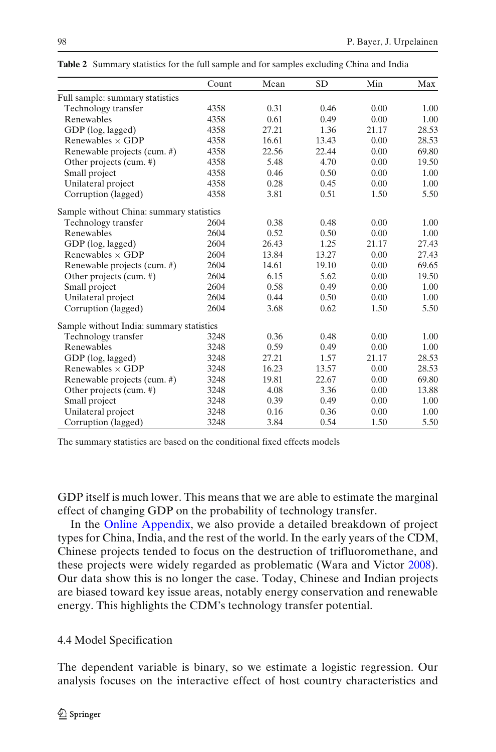**Table 2** Summary statistics for the full sample and for samples excluding China and India

| | Count | Mean | SD | Min | Max |
|---|---|---|---|---|---|
| Full sample: summary statistics | | | | | |
| Technology transfer | 4358 | 0.31 | 0.46 | 0.00 | 1.00 |
| Renewables | 4358 | 0.61 | 0.49 | 0.00 | 1.00 |
| GDP (log, lagged) | 4358 | 27.21 | 1.36 | 21.17 | 28.53 |
| Renewables × GDP | 4358 | 16.61 | 13.43 | 0.00 | 28.53 |
| Renewable projects (cum. #) | 4358 | 22.56 | 22.44 | 0.00 | 69.80 |
| Other projects (cum. #) | 4358 | 5.48 | 4.70 | 0.00 | 19.50 |
| Small project | 4358 | 0.46 | 0.50 | 0.00 | 1.00 |
| Unilateral project | 4358 | 0.28 | 0.45 | 0.00 | 1.00 |
| Corruption (lagged) | 4358 | 3.81 | 0.51 | 1.50 | 5.50 |
| Sample without China: summary statistics | | | | | |
| Technology transfer | 2604 | 0.38 | 0.48 | 0.00 | 1.00 |
| Renewables | 2604 | 0.52 | 0.50 | 0.00 | 1.00 |
| GDP (log, lagged) | 2604 | 26.43 | 1.25 | 21.17 | 27.43 |
| Renewables × GDP | 2604 | 13.84 | 13.27 | 0.00 | 27.43 |
| Renewable projects (cum. #) | 2604 | 14.61 | 19.10 | 0.00 | 69.65 |
| Other projects (cum. #) | 2604 | 6.15 | 5.62 | 0.00 | 19.50 |
| Small project | 2604 | 0.58 | 0.49 | 0.00 | 1.00 |
| Unilateral project | 2604 | 0.44 | 0.50 | 0.00 | 1.00 |
| Corruption (lagged) | 2604 | 3.68 | 0.62 | 1.50 | 5.50 |
| Sample without India: summary statistics | | | | | |
| Technology transfer | 3248 | 0.36 | 0.48 | 0.00 | 1.00 |
| Renewables | 3248 | 0.59 | 0.49 | 0.00 | 1.00 |
| GDP (log, lagged) | 3248 | 27.21 | 1.57 | 21.17 | 28.53 |
| Renewables × GDP | 3248 | 16.23 | 13.57 | 0.00 | 28.53 |
| Renewable projects (cum. #) | 3248 | 19.81 | 22.67 | 0.00 | 69.80 |
| Other projects (cum. #) | 3248 | 4.08 | 3.36 | 0.00 | 13.88 |
| Small project | 3248 | 0.39 | 0.49 | 0.00 | 1.00 |
| Unilateral project | 3248 | 0.16 | 0.36 | 0.00 | 1.00 |
| Corruption (lagged) | 3248 | 3.84 | 0.54 | 1.50 | 5.50 |

The summary statistics are based on the conditional fixed effects models

GDP itself is much lower. This means that we are able to estimate the marginal effect of changing GDP on the probability of technology transfer.

In the Online Appendix, we also provide a detailed breakdown of project types for China, India, and the rest of the world. In the early years of the CDM, Chinese projects tended to focus on the destruction of trifluoromethane, and these projects were widely regarded as problematic (Wara and Victor 2008). Our data show this is no longer the case. Today, Chinese and Indian projects are biased toward key issue areas, notably energy conservation and renewable energy. This highlights the CDM's technology transfer potential.

## 4.4 Model Specification

The dependent variable is binary, so we estimate a logistic regression. Our analysis focuses on the interactive effect of host country characteristics and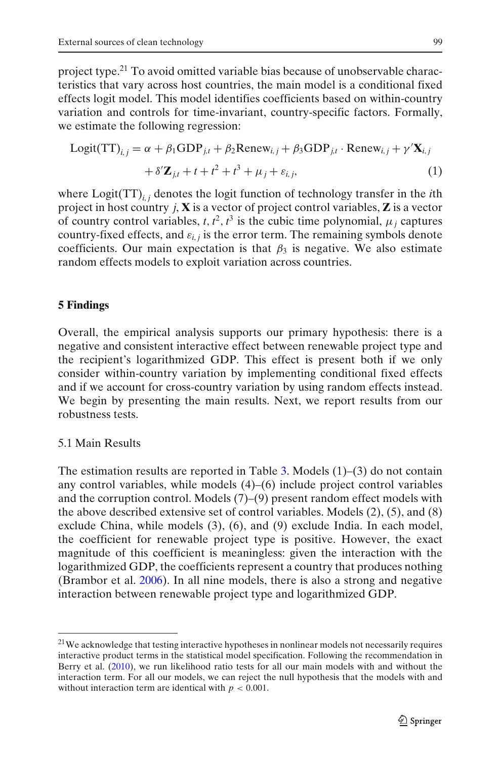project type.[21] To avoid omitted variable bias because of unobservable characteristics that vary across host countries, the main model is a conditional fixed effects logit model. This model identifies coefficients based on within-country variation and controls for time-invariant, country-specific factors. Formally, we estimate the following regression:

$$\text{Logit}(\text{TT})_{i,j} = \alpha + \beta_1 \text{GDP}_{j,t} + \beta_2 \text{Renew}_{i,j} + \beta_3 \text{GDP}_{j,t} \cdot \text{Renew}_{i,j} + \gamma' \mathbf{X}_{i,j} + \delta' \mathbf{Z}_{j,t} + t + t^2 + t^3 + \mu_j + \varepsilon_{i,j}, \tag{1}$$

where $\text{Logit}(\text{TT})_{i,j}$ denotes the logit function of technology transfer in the $i$th project in host country $j$, $\mathbf{X}$ is a vector of project control variables, $\mathbf{Z}$ is a vector of country control variables, $t, t^2, t^3$ is the cubic time polynomial, $\mu_j$ captures country-fixed effects, and $\varepsilon_{i,j}$ is the error term. The remaining symbols denote coefficients. Our main expectation is that $\beta_3$ is negative. We also estimate random effects models to exploit variation across countries.

## 5 Findings

Overall, the empirical analysis supports our primary hypothesis: there is a negative and consistent interactive effect between renewable project type and the recipient's logarithmized GDP. This effect is present both if we only consider within-country variation by implementing conditional fixed effects and if we account for cross-country variation by using random effects instead. We begin by presenting the main results. Next, we report results from our robustness tests.

### 5.1 Main Results

The estimation results are reported in Table 3. Models (1)–(3) do not contain any control variables, while models (4)–(6) include project control variables and the corruption control. Models (7)–(9) present random effect models with the above described extensive set of control variables. Models (2), (5), and (8) exclude China, while models (3), (6), and (9) exclude India. In each model, the coefficient for renewable project type is positive. However, the exact magnitude of this coefficient is meaningless: given the interaction with the logarithmized GDP, the coefficients represent a country that produces nothing (Brambor et al. 2006). In all nine models, there is also a strong and negative interaction between renewable project type and logarithmized GDP.

---

[21] We acknowledge that testing interactive hypotheses in nonlinear models not necessarily requires interactive product terms in the statistical model specification. Following the recommendation in Berry et al. (2010), we run likelihood ratio tests for all our main models with and without the interaction term. For all our models, we can reject the null hypothesis that the models with and without interaction term are identical with $p < 0.001$.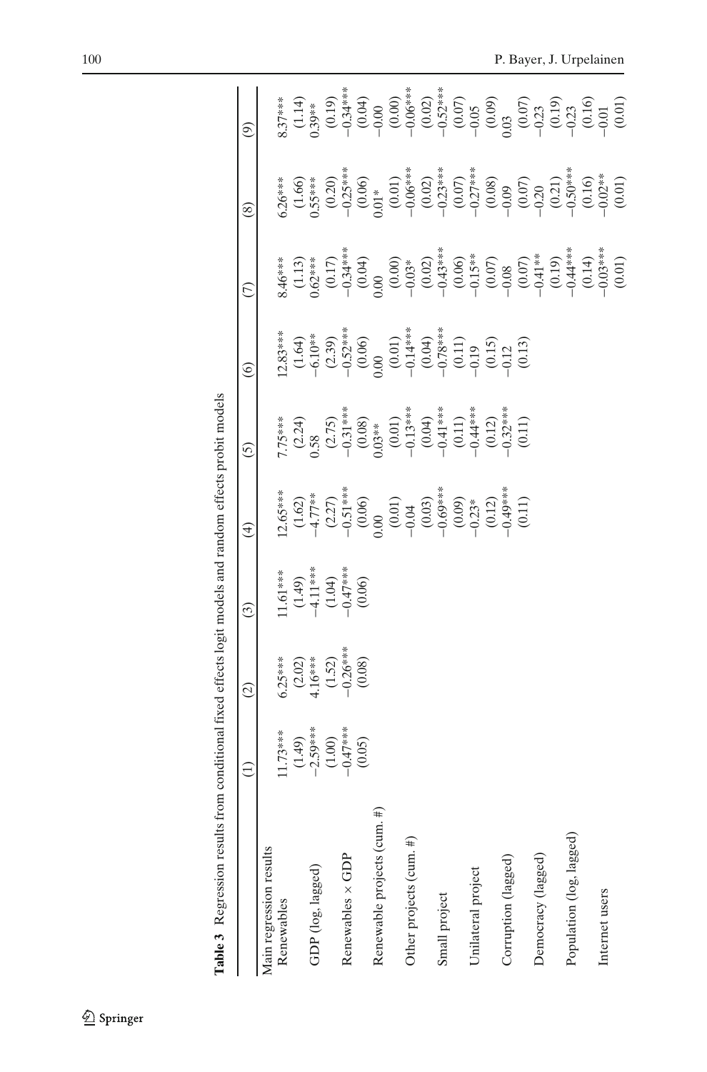**Table 3** Regression results from conditional fixed effects logit models and random effects probit models

| | (1) | (2) | (3) | (4) | (5) | (6) | (7) | (8) | (9) |
|---|---|---|---|---|---|---|---|---|---|
| Main regression results | | | | | | | | | |
| Renewables | 11.73*** | 6.25*** | 11.61*** | 12.65*** | 7.75*** | 12.83*** | 8.46*** | 6.26*** | 8.37*** |
| | (1.49) | (2.02) | (1.49) | (1.62) | (2.24) | (1.64) | (1.13) | (1.66) | (1.14) |
| GDP (log, lagged) | −2.59*** | 4.16*** | −4.11*** | −4.77** | 0.58 | −6.10** | 0.62*** | 0.55*** | 0.39** |
| | (1.00) | (1.52) | (1.04) | (2.27) | (2.75) | (2.39) | (0.17) | (0.20) | (0.19) |
| Renewables × GDP | −0.47*** | −0.26*** | −0.47*** | −0.51*** | −0.31*** | −0.52*** | −0.34*** | −0.25*** | −0.34*** |
| | (0.05) | (0.08) | (0.06) | (0.06) | (0.08) | (0.06) | (0.04) | (0.06) | (0.04) |
| Renewable projects (cum. #) | | | | 0.00 | 0.03** | 0.00 | 0.00 | 0.01* | −0.00 |
| | | | | (0.01) | (0.01) | (0.01) | (0.00) | (0.01) | (0.00) |
| Other projects (cum. #) | | | | −0.04 | −0.13*** | −0.14*** | −0.03* | −0.06*** | −0.06*** |
| | | | | (0.03) | (0.04) | (0.04) | (0.02) | (0.02) | (0.02) |
| Small project | | | | −0.69*** | −0.41*** | −0.78*** | −0.43*** | −0.23*** | −0.52*** |
| | | | | (0.09) | (0.11) | (0.11) | (0.06) | (0.07) | (0.07) |
| Unilateral project | | | | −0.23* | −0.44*** | −0.19 | −0.15** | −0.27*** | −0.05 |
| | | | | (0.12) | (0.12) | (0.15) | (0.07) | (0.08) | (0.09) |
| Corruption (lagged) | | | | −0.49*** | −0.32*** | −0.12 | −0.08 | −0.09 | 0.03 |
| | | | | (0.11) | (0.11) | (0.13) | (0.07) | (0.07) | (0.07) |
| Democracy (lagged) | | | | | | | −0.41** | −0.20 | −0.23 |
| | | | | | | | (0.19) | (0.21) | (0.19) |
| Population (log, lagged) | | | | | | | −0.44*** | −0.50*** | −0.23 |
| | | | | | | | (0.14) | (0.16) | (0.16) |
| Internet users | | | | | | | −0.03*** | −0.02** | −0.01 |
| | | | | | | | (0.01) | (0.01) | (0.01) |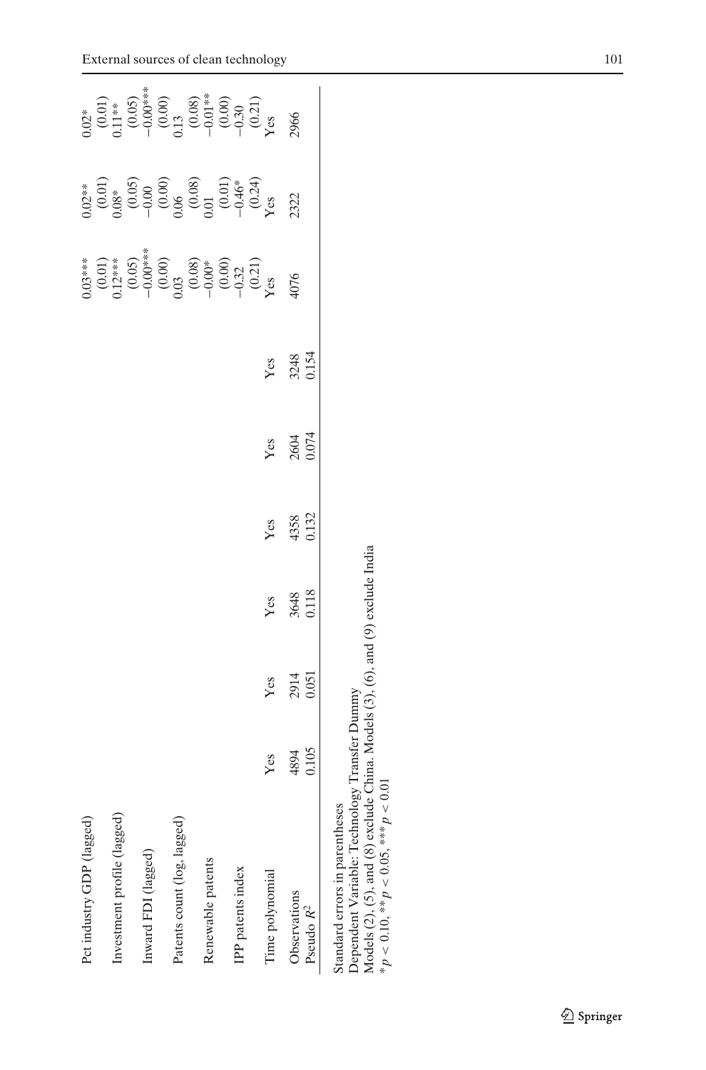| | | | | | | | | | |
|---|---|---|---|---|---|---|---|---|---|
| Pct industry GDP (lagged) | | | | | | | 0.03*** | 0.02** | 0.02* |
| | | | | | | | (0.01) | (0.01) | (0.01) |
| Investment profile (lagged) | | | | | | | 0.12*** | 0.08* | 0.11** |
| | | | | | | | (0.05) | (0.05) | (0.05) |
| Inward FDI (lagged) | | | | | | | −0.00*** | −0.00 | −0.00*** |
| | | | | | | | (0.00) | (0.00) | (0.00) |
| Patents count (log, lagged) | | | | | | | 0.03 | 0.06 | 0.13 |
| | | | | | | | (0.08) | (0.08) | (0.08) |
| Renewable patents | | | | | | | −0.00* | 0.01 | −0.01** |
| | | | | | | | (0.00) | (0.01) | (0.00) |
| IPP patents index | | | | | | | −0.32 | −0.46* | −0.30 |
| | | | | | | | (0.21) | (0.24) | (0.21) |
| Time polynomial | Yes | Yes | Yes | Yes | Yes | Yes | Yes | Yes | Yes |
| Observations | 4894 | 2914 | 3648 | 4358 | 2604 | 3248 | 4076 | 2322 | 2966 |
| Pseudo $R^2$ | 0.105 | 0.051 | 0.118 | 0.132 | 0.074 | 0.154 | | | |

Standard errors in parentheses

Dependent Variable: Technology Transfer Dummy

Models (2), (5), and (8) exclude China. Models (3), (6), and (9) exclude India

* $p < 0.10$, ** $p < 0.05$, *** $p < 0.01$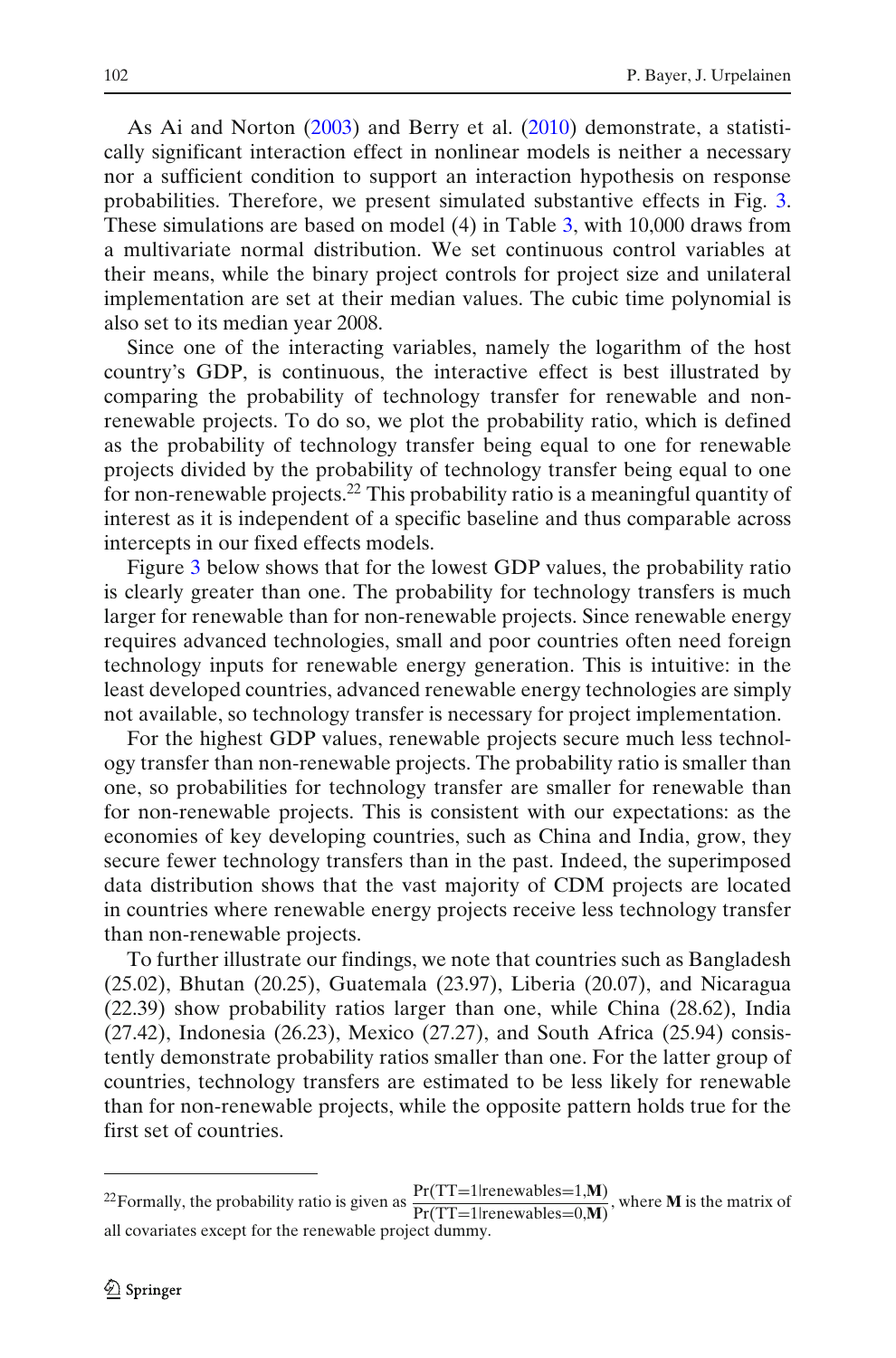As Ai and Norton (2003) and Berry et al. (2010) demonstrate, a statistically significant interaction effect in nonlinear models is neither a necessary nor a sufficient condition to support an interaction hypothesis on response probabilities. Therefore, we present simulated substantive effects in Fig. 3. These simulations are based on model (4) in Table 3, with 10,000 draws from a multivariate normal distribution. We set continuous control variables at their means, while the binary project controls for project size and unilateral implementation are set at their median values. The cubic time polynomial is also set to its median year 2008.

Since one of the interacting variables, namely the logarithm of the host country's GDP, is continuous, the interactive effect is best illustrated by comparing the probability of technology transfer for renewable and non-renewable projects. To do so, we plot the probability ratio, which is defined as the probability of technology transfer being equal to one for renewable projects divided by the probability of technology transfer being equal to one for non-renewable projects.[22] This probability ratio is a meaningful quantity of interest as it is independent of a specific baseline and thus comparable across intercepts in our fixed effects models.

Figure 3 below shows that for the lowest GDP values, the probability ratio is clearly greater than one. The probability for technology transfers is much larger for renewable than for non-renewable projects. Since renewable energy requires advanced technologies, small and poor countries often need foreign technology inputs for renewable energy generation. This is intuitive: in the least developed countries, advanced renewable energy technologies are simply not available, so technology transfer is necessary for project implementation.

For the highest GDP values, renewable projects secure much less technology transfer than non-renewable projects. The probability ratio is smaller than one, so probabilities for technology transfer are smaller for renewable than for non-renewable projects. This is consistent with our expectations: as the economies of key developing countries, such as China and India, grow, they secure fewer technology transfers than in the past. Indeed, the superimposed data distribution shows that the vast majority of CDM projects are located in countries where renewable energy projects receive less technology transfer than non-renewable projects.

To further illustrate our findings, we note that countries such as Bangladesh (25.02), Bhutan (20.25), Guatemala (23.97), Liberia (20.07), and Nicaragua (22.39) show probability ratios larger than one, while China (28.62), India (27.42), Indonesia (26.23), Mexico (27.27), and South Africa (25.94) consistently demonstrate probability ratios smaller than one. For the latter group of countries, technology transfers are estimated to be less likely for renewable than for non-renewable projects, while the opposite pattern holds true for the first set of countries.

---

[22] Formally, the probability ratio is given as $\frac{\Pr(\text{TT}=1|\text{renewables}=1,\mathbf{M})}{\Pr(\text{TT}=1|\text{renewables}=0,\mathbf{M})}$, where $\mathbf{M}$ is the matrix of all covariates except for the renewable project dummy.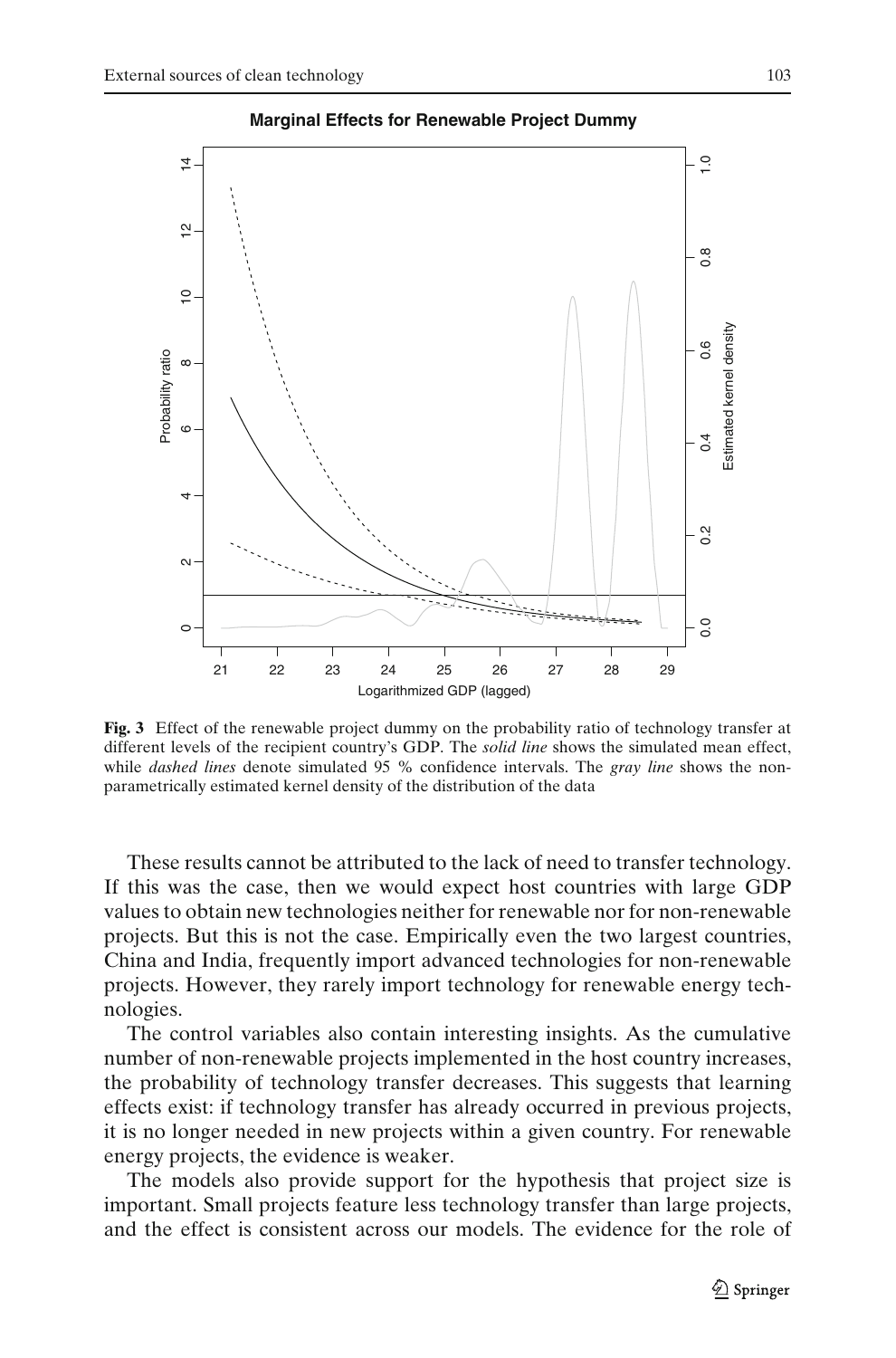**Fig. 3** Effect of the renewable project dummy on the probability ratio of technology transfer at different levels of the recipient country's GDP. The *solid line* shows the simulated mean effect, while *dashed lines* denote simulated 95 % confidence intervals. The *gray line* shows the non-parametrically estimated kernel density of the distribution of the data

These results cannot be attributed to the lack of need to transfer technology. If this was the case, then we would expect host countries with large GDP values to obtain new technologies neither for renewable nor for non-renewable projects. But this is not the case. Empirically even the two largest countries, China and India, frequently import advanced technologies for non-renewable projects. However, they rarely import technology for renewable energy technologies.

The control variables also contain interesting insights. As the cumulative number of non-renewable projects implemented in the host country increases, the probability of technology transfer decreases. This suggests that learning effects exist: if technology transfer has already occurred in previous projects, it is no longer needed in new projects within a given country. For renewable energy projects, the evidence is weaker.

The models also provide support for the hypothesis that project size is important. Small projects feature less technology transfer than large projects, and the effect is consistent across our models. The evidence for the role of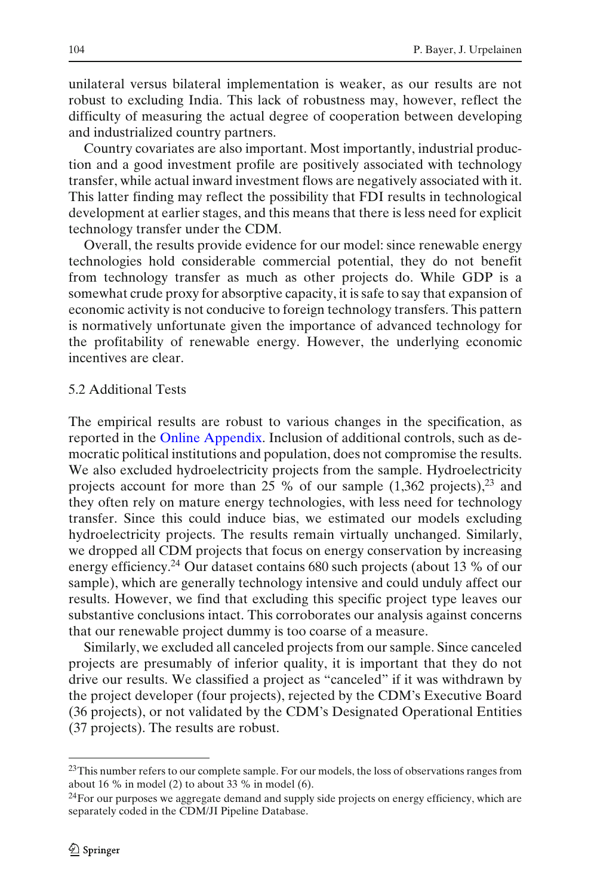unilateral versus bilateral implementation is weaker, as our results are not robust to excluding India. This lack of robustness may, however, reflect the difficulty of measuring the actual degree of cooperation between developing and industrialized country partners.

Country covariates are also important. Most importantly, industrial production and a good investment profile are positively associated with technology transfer, while actual inward investment flows are negatively associated with it. This latter finding may reflect the possibility that FDI results in technological development at earlier stages, and this means that there is less need for explicit technology transfer under the CDM.

Overall, the results provide evidence for our model: since renewable energy technologies hold considerable commercial potential, they do not benefit from technology transfer as much as other projects do. While GDP is a somewhat crude proxy for absorptive capacity, it is safe to say that expansion of economic activity is not conducive to foreign technology transfers. This pattern is normatively unfortunate given the importance of advanced technology for the profitability of renewable energy. However, the underlying economic incentives are clear.

## 5.2 Additional Tests

The empirical results are robust to various changes in the specification, as reported in the Online Appendix. Inclusion of additional controls, such as democratic political institutions and population, does not compromise the results. We also excluded hydroelectricity projects from the sample. Hydroelectricity projects account for more than 25 % of our sample (1,362 projects),[23] and they often rely on mature energy technologies, with less need for technology transfer. Since this could induce bias, we estimated our models excluding hydroelectricity projects. The results remain virtually unchanged. Similarly, we dropped all CDM projects that focus on energy conservation by increasing energy efficiency.[24] Our dataset contains 680 such projects (about 13 % of our sample), which are generally technology intensive and could unduly affect our results. However, we find that excluding this specific project type leaves our substantive conclusions intact. This corroborates our analysis against concerns that our renewable project dummy is too coarse of a measure.

Similarly, we excluded all canceled projects from our sample. Since canceled projects are presumably of inferior quality, it is important that they do not drive our results. We classified a project as "canceled" if it was withdrawn by the project developer (four projects), rejected by the CDM's Executive Board (36 projects), or not validated by the CDM's Designated Operational Entities (37 projects). The results are robust.

---

[23] This number refers to our complete sample. For our models, the loss of observations ranges from about 16 % in model (2) to about 33 % in model (6).

[24] For our purposes we aggregate demand and supply side projects on energy efficiency, which are separately coded in the CDM/JI Pipeline Database.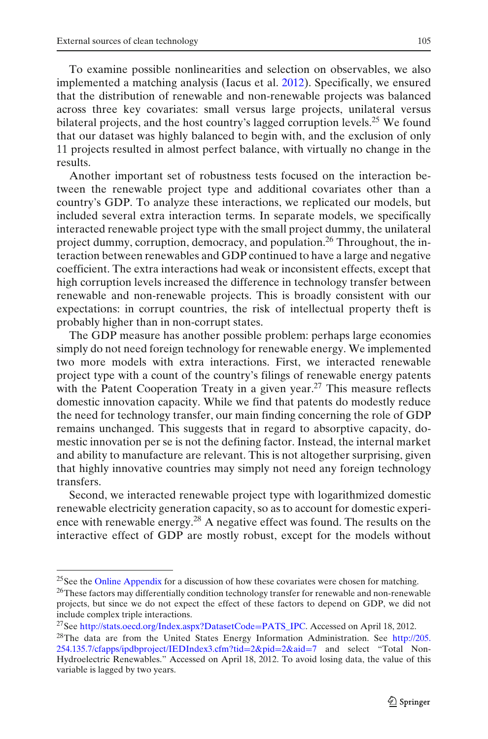To examine possible nonlinearities and selection on observables, we also implemented a matching analysis (Iacus et al. 2012). Specifically, we ensured that the distribution of renewable and non-renewable projects was balanced across three key covariates: small versus large projects, unilateral versus bilateral projects, and the host country's lagged corruption levels.[25] We found that our dataset was highly balanced to begin with, and the exclusion of only 11 projects resulted in almost perfect balance, with virtually no change in the results.

Another important set of robustness tests focused on the interaction between the renewable project type and additional covariates other than a country's GDP. To analyze these interactions, we replicated our models, but included several extra interaction terms. In separate models, we specifically interacted renewable project type with the small project dummy, the unilateral project dummy, corruption, democracy, and population.[26] Throughout, the interaction between renewables and GDP continued to have a large and negative coefficient. The extra interactions had weak or inconsistent effects, except that high corruption levels increased the difference in technology transfer between renewable and non-renewable projects. This is broadly consistent with our expectations: in corrupt countries, the risk of intellectual property theft is probably higher than in non-corrupt states.

The GDP measure has another possible problem: perhaps large economies simply do not need foreign technology for renewable energy. We implemented two more models with extra interactions. First, we interacted renewable project type with a count of the country's filings of renewable energy patents with the Patent Cooperation Treaty in a given year.[27] This measure reflects domestic innovation capacity. While we find that patents do modestly reduce the need for technology transfer, our main finding concerning the role of GDP remains unchanged. This suggests that in regard to absorptive capacity, domestic innovation per se is not the defining factor. Instead, the internal market and ability to manufacture are relevant. This is not altogether surprising, given that highly innovative countries may simply not need any foreign technology transfers.

Second, we interacted renewable project type with logarithmized domestic renewable electricity generation capacity, so as to account for domestic experience with renewable energy.[28] A negative effect was found. The results on the interactive effect of GDP are mostly robust, except for the models without

[25] See the Online Appendix for a discussion of how these covariates were chosen for matching.

[26] These factors may differentially condition technology transfer for renewable and non-renewable projects, but since we do not expect the effect of these factors to depend on GDP, we did not include complex triple interactions.

[27] See http://stats.oecd.org/Index.aspx?DatasetCode=PATS_IPC. Accessed on April 18, 2012.

[28] The data are from the United States Energy Information Administration. See http://205.254.135.7/cfapps/ipdbproject/IEDIndex3.cfm?tid=2&pid=2&aid=7 and select "Total Non-Hydroelectric Renewables." Accessed on April 18, 2012. To avoid losing data, the value of this variable is lagged by two years.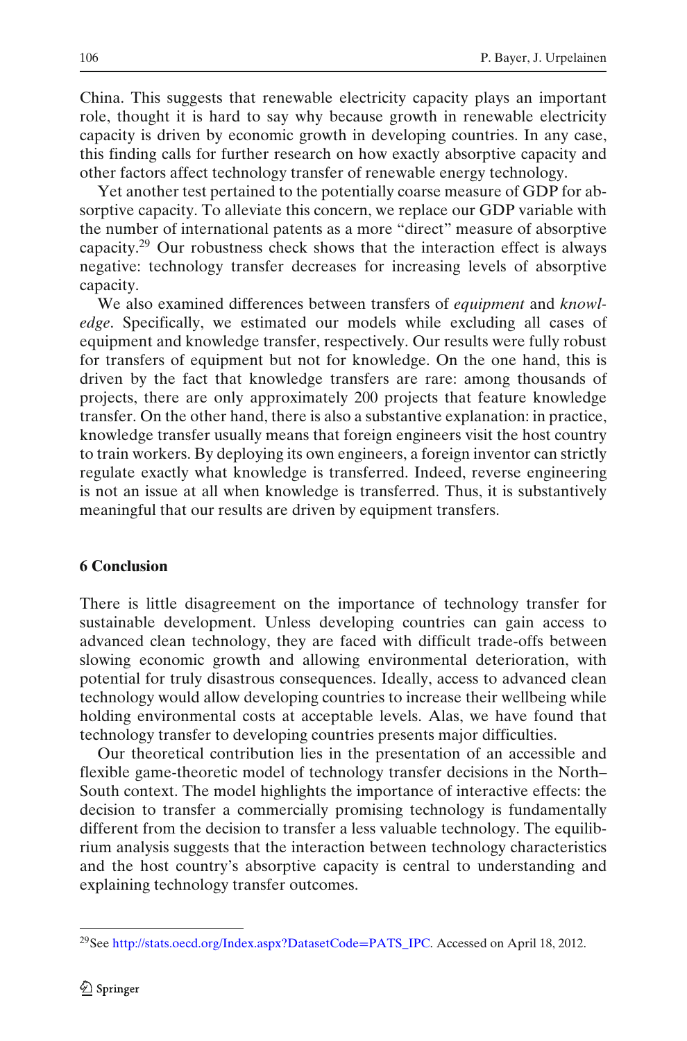China. This suggests that renewable electricity capacity plays an important role, thought it is hard to say why because growth in renewable electricity capacity is driven by economic growth in developing countries. In any case, this finding calls for further research on how exactly absorptive capacity and other factors affect technology transfer of renewable energy technology.

Yet another test pertained to the potentially coarse measure of GDP for absorptive capacity. To alleviate this concern, we replace our GDP variable with the number of international patents as a more "direct" measure of absorptive capacity.[29] Our robustness check shows that the interaction effect is always negative: technology transfer decreases for increasing levels of absorptive capacity.

We also examined differences between transfers of *equipment* and *knowledge*. Specifically, we estimated our models while excluding all cases of equipment and knowledge transfer, respectively. Our results were fully robust for transfers of equipment but not for knowledge. On the one hand, this is driven by the fact that knowledge transfers are rare: among thousands of projects, there are only approximately 200 projects that feature knowledge transfer. On the other hand, there is also a substantive explanation: in practice, knowledge transfer usually means that foreign engineers visit the host country to train workers. By deploying its own engineers, a foreign inventor can strictly regulate exactly what knowledge is transferred. Indeed, reverse engineering is not an issue at all when knowledge is transferred. Thus, it is substantively meaningful that our results are driven by equipment transfers.

## 6 Conclusion

There is little disagreement on the importance of technology transfer for sustainable development. Unless developing countries can gain access to advanced clean technology, they are faced with difficult trade-offs between slowing economic growth and allowing environmental deterioration, with potential for truly disastrous consequences. Ideally, access to advanced clean technology would allow developing countries to increase their wellbeing while holding environmental costs at acceptable levels. Alas, we have found that technology transfer to developing countries presents major difficulties.

Our theoretical contribution lies in the presentation of an accessible and flexible game-theoretic model of technology transfer decisions in the North–South context. The model highlights the importance of interactive effects: the decision to transfer a commercially promising technology is fundamentally different from the decision to transfer a less valuable technology. The equilibrium analysis suggests that the interaction between technology characteristics and the host country's absorptive capacity is central to understanding and explaining technology transfer outcomes.

---

[29] See http://stats.oecd.org/Index.aspx?DatasetCode=PATS_IPC. Accessed on April 18, 2012.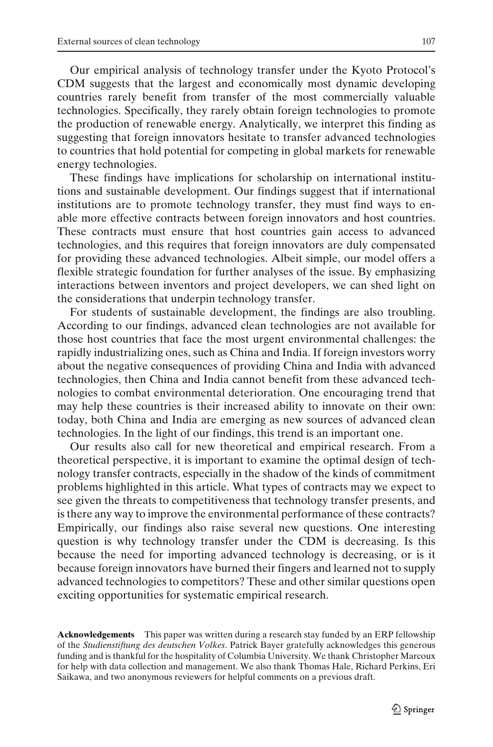Our empirical analysis of technology transfer under the Kyoto Protocol's CDM suggests that the largest and economically most dynamic developing countries rarely benefit from transfer of the most commercially valuable technologies. Specifically, they rarely obtain foreign technologies to promote the production of renewable energy. Analytically, we interpret this finding as suggesting that foreign innovators hesitate to transfer advanced technologies to countries that hold potential for competing in global markets for renewable energy technologies.

These findings have implications for scholarship on international institutions and sustainable development. Our findings suggest that if international institutions are to promote technology transfer, they must find ways to enable more effective contracts between foreign innovators and host countries. These contracts must ensure that host countries gain access to advanced technologies, and this requires that foreign innovators are duly compensated for providing these advanced technologies. Albeit simple, our model offers a flexible strategic foundation for further analyses of the issue. By emphasizing interactions between inventors and project developers, we can shed light on the considerations that underpin technology transfer.

For students of sustainable development, the findings are also troubling. According to our findings, advanced clean technologies are not available for those host countries that face the most urgent environmental challenges: the rapidly industrializing ones, such as China and India. If foreign investors worry about the negative consequences of providing China and India with advanced technologies, then China and India cannot benefit from these advanced technologies to combat environmental deterioration. One encouraging trend that may help these countries is their increased ability to innovate on their own: today, both China and India are emerging as new sources of advanced clean technologies. In the light of our findings, this trend is an important one.

Our results also call for new theoretical and empirical research. From a theoretical perspective, it is important to examine the optimal design of technology transfer contracts, especially in the shadow of the kinds of commitment problems highlighted in this article. What types of contracts may we expect to see given the threats to competitiveness that technology transfer presents, and is there any way to improve the environmental performance of these contracts? Empirically, our findings also raise several new questions. One interesting question is why technology transfer under the CDM is decreasing. Is this because the need for importing advanced technology is decreasing, or is it because foreign innovators have burned their fingers and learned not to supply advanced technologies to competitors? These and other similar questions open exciting opportunities for systematic empirical research.

**Acknowledgements** This paper was written during a research stay funded by an ERP fellowship of the *Studienstiftung des deutschen Volkes*. Patrick Bayer gratefully acknowledges this generous funding and is thankful for the hospitality of Columbia University. We thank Christopher Marcoux for help with data collection and management. We also thank Thomas Hale, Richard Perkins, Eri Saikawa, and two anonymous reviewers for helpful comments on a previous draft.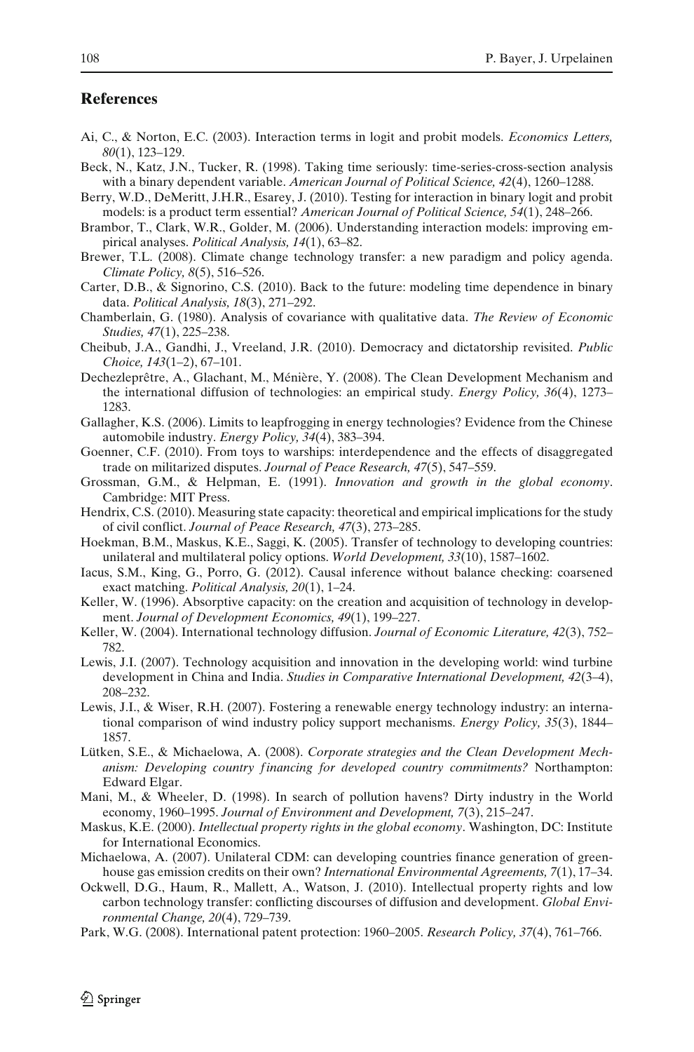## References

Ai, C., & Norton, E.C. (2003). Interaction terms in logit and probit models. *Economics Letters, 80*(1), 123–129.

Beck, N., Katz, J.N., Tucker, R. (1998). Taking time seriously: time-series-cross-section analysis with a binary dependent variable. *American Journal of Political Science, 42*(4), 1260–1288.

Berry, W.D., DeMeritt, J.H.R., Esarey, J. (2010). Testing for interaction in binary logit and probit models: is a product term essential? *American Journal of Political Science, 54*(1), 248–266.

Brambor, T., Clark, W.R., Golder, M. (2006). Understanding interaction models: improving empirical analyses. *Political Analysis, 14*(1), 63–82.

Brewer, T.L. (2008). Climate change technology transfer: a new paradigm and policy agenda. *Climate Policy, 8*(5), 516–526.

Carter, D.B., & Signorino, C.S. (2010). Back to the future: modeling time dependence in binary data. *Political Analysis, 18*(3), 271–292.

Chamberlain, G. (1980). Analysis of covariance with qualitative data. *The Review of Economic Studies, 47*(1), 225–238.

Cheibub, J.A., Gandhi, J., Vreeland, J.R. (2010). Democracy and dictatorship revisited. *Public Choice, 143*(1–2), 67–101.

Dechezleprêtre, A., Glachant, M., Ménière, Y. (2008). The Clean Development Mechanism and the international diffusion of technologies: an empirical study. *Energy Policy, 36*(4), 1273–1283.

Gallagher, K.S. (2006). Limits to leapfrogging in energy technologies? Evidence from the Chinese automobile industry. *Energy Policy, 34*(4), 383–394.

Goenner, C.F. (2010). From toys to warships: interdependence and the effects of disaggregated trade on militarized disputes. *Journal of Peace Research, 47*(5), 547–559.

Grossman, G.M., & Helpman, E. (1991). *Innovation and growth in the global economy*. Cambridge: MIT Press.

Hendrix, C.S. (2010). Measuring state capacity: theoretical and empirical implications for the study of civil conflict. *Journal of Peace Research, 47*(3), 273–285.

Hoekman, B.M., Maskus, K.E., Saggi, K. (2005). Transfer of technology to developing countries: unilateral and multilateral policy options. *World Development, 33*(10), 1587–1602.

Iacus, S.M., King, G., Porro, G. (2012). Causal inference without balance checking: coarsened exact matching. *Political Analysis, 20*(1), 1–24.

Keller, W. (1996). Absorptive capacity: on the creation and acquisition of technology in development. *Journal of Development Economics, 49*(1), 199–227.

Keller, W. (2004). International technology diffusion. *Journal of Economic Literature, 42*(3), 752–782.

Lewis, J.I. (2007). Technology acquisition and innovation in the developing world: wind turbine development in China and India. *Studies in Comparative International Development, 42*(3–4), 208–232.

Lewis, J.I., & Wiser, R.H. (2007). Fostering a renewable energy technology industry: an international comparison of wind industry policy support mechanisms. *Energy Policy, 35*(3), 1844–1857.

Lütken, S.E., & Michaelowa, A. (2008). *Corporate strategies and the Clean Development Mechanism: Developing country financing for developed country commitments?* Northampton: Edward Elgar.

Mani, M., & Wheeler, D. (1998). In search of pollution havens? Dirty industry in the World economy, 1960–1995. *Journal of Environment and Development, 7*(3), 215–247.

Maskus, K.E. (2000). *Intellectual property rights in the global economy*. Washington, DC: Institute for International Economics.

Michaelowa, A. (2007). Unilateral CDM: can developing countries finance generation of greenhouse gas emission credits on their own? *International Environmental Agreements, 7*(1), 17–34.

Ockwell, D.G., Haum, R., Mallett, A., Watson, J. (2010). Intellectual property rights and low carbon technology transfer: conflicting discourses of diffusion and development. *Global Environmental Change, 20*(4), 729–739.

Park, W.G. (2008). International patent protection: 1960–2005. *Research Policy, 37*(4), 761–766.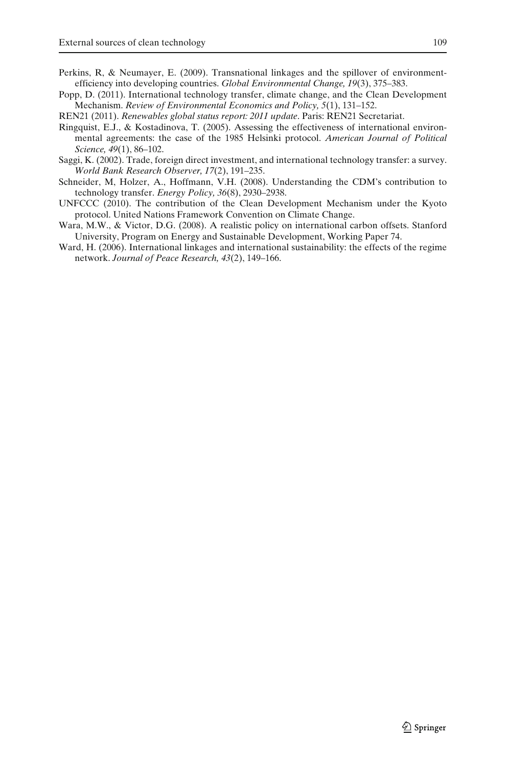Perkins, R, & Neumayer, E. (2009). Transnational linkages and the spillover of environment-efficiency into developing countries. *Global Environmental Change, 19*(3), 375–383.

Popp, D. (2011). International technology transfer, climate change, and the Clean Development Mechanism. *Review of Environmental Economics and Policy, 5*(1), 131–152.

REN21 (2011). *Renewables global status report: 2011 update*. Paris: REN21 Secretariat.

Ringquist, E.J., & Kostadinova, T. (2005). Assessing the effectiveness of international environmental agreements: the case of the 1985 Helsinki protocol. *American Journal of Political Science, 49*(1), 86–102.

Saggi, K. (2002). Trade, foreign direct investment, and international technology transfer: a survey. *World Bank Research Observer, 17*(2), 191–235.

Schneider, M, Holzer, A., Hoffmann, V.H. (2008). Understanding the CDM's contribution to technology transfer. *Energy Policy, 36*(8), 2930–2938.

UNFCCC (2010). The contribution of the Clean Development Mechanism under the Kyoto protocol. United Nations Framework Convention on Climate Change.

Wara, M.W., & Victor, D.G. (2008). A realistic policy on international carbon offsets. Stanford University, Program on Energy and Sustainable Development, Working Paper 74.

Ward, H. (2006). International linkages and international sustainability: the effects of the regime network. *Journal of Peace Research, 43*(2), 149–166.